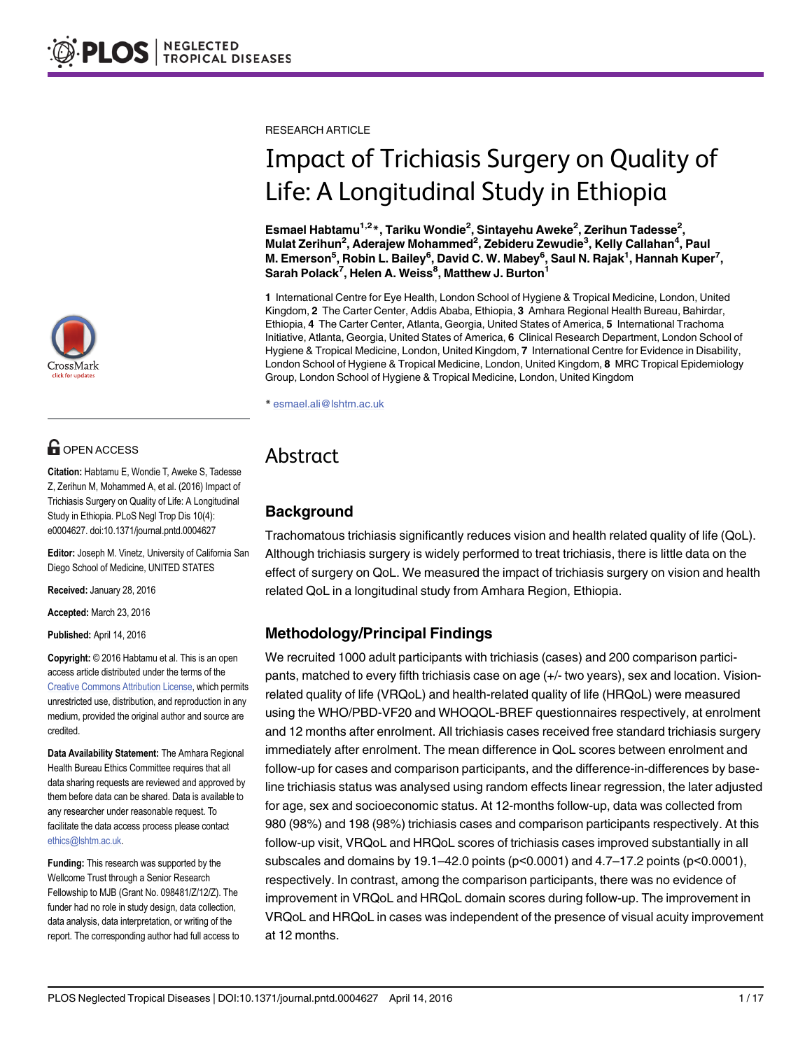RESEARCH ARTICLE

# Impact of Trichiasis Surgery on Quality of Life: A Longitudinal Study in Ethiopia

**Esmael Habtamu[1,2]\*, Tariku Wondie[2], Sintayehu Aweke[2], Zerihun Tadesse[2], Mulat Zerihun[2], Aderajew Mohammed[2], Zebideru Zewudie[3], Kelly Callahan[4], Paul M. Emerson[5], Robin L. Bailey[6], David C. W. Mabey[6], Saul N. Rajak[1], Hannah Kuper[7], Sarah Polack[7], Helen A. Weiss[8], Matthew J. Burton[1]**

**1** International Centre for Eye Health, London School of Hygiene & Tropical Medicine, London, United Kingdom, **2** The Carter Center, Addis Ababa, Ethiopia, **3** Amhara Regional Health Bureau, Bahirdar, Ethiopia, **4** The Carter Center, Atlanta, Georgia, United States of America, **5** International Trachoma Initiative, Atlanta, Georgia, United States of America, **6** Clinical Research Department, London School of Hygiene & Tropical Medicine, London, United Kingdom, **7** International Centre for Evidence in Disability, London School of Hygiene & Tropical Medicine, London, United Kingdom, **8** MRC Tropical Epidemiology Group, London School of Hygiene & Tropical Medicine, London, United Kingdom

\* esmael.ali@lshtm.ac.uk

OPEN ACCESS

**Citation:** Habtamu E, Wondie T, Aweke S, Tadesse Z, Zerihun M, Mohammed A, et al. (2016) Impact of Trichiasis Surgery on Quality of Life: A Longitudinal Study in Ethiopia. PLoS Negl Trop Dis 10(4): e0004627. doi:10.1371/journal.pntd.0004627

**Editor:** Joseph M. Vinetz, University of California San Diego School of Medicine, UNITED STATES

**Received:** January 28, 2016

**Accepted:** March 23, 2016

**Published:** April 14, 2016

**Copyright:** © 2016 Habtamu et al. This is an open access article distributed under the terms of the Creative Commons Attribution License, which permits unrestricted use, distribution, and reproduction in any medium, provided the original author and source are credited.

**Data Availability Statement:** The Amhara Regional Health Bureau Ethics Committee requires that all data sharing requests are reviewed and approved by them before data can be shared. Data is available to any researcher under reasonable request. To facilitate the data access process please contact ethics@lshtm.ac.uk.

**Funding:** This research was supported by the Wellcome Trust through a Senior Research Fellowship to MJB (Grant No. 098481/Z/12/Z). The funder had no role in study design, data collection, data analysis, data interpretation, or writing of the report. The corresponding author had full access to

## Abstract

### Background

Trachomatous trichiasis significantly reduces vision and health related quality of life (QoL). Although trichiasis surgery is widely performed to treat trichiasis, there is little data on the effect of surgery on QoL. We measured the impact of trichiasis surgery on vision and health related QoL in a longitudinal study from Amhara Region, Ethiopia.

### Methodology/Principal Findings

We recruited 1000 adult participants with trichiasis (cases) and 200 comparison participants, matched to every fifth trichiasis case on age (+/- two years), sex and location. Vision-related quality of life (VRQoL) and health-related quality of life (HRQoL) were measured using the WHO/PBD-VF20 and WHOQOL-BREF questionnaires respectively, at enrolment and 12 months after enrolment. All trichiasis cases received free standard trichiasis surgery immediately after enrolment. The mean difference in QoL scores between enrolment and follow-up for cases and comparison participants, and the difference-in-differences by baseline trichiasis status was analysed using random effects linear regression, the later adjusted for age, sex and socioeconomic status. At 12-months follow-up, data was collected from 980 (98%) and 198 (98%) trichiasis cases and comparison participants respectively. At this follow-up visit, VRQoL and HRQoL scores of trichiasis cases improved substantially in all subscales and domains by 19.1–42.0 points ($p<0.0001$) and 4.7–17.2 points ($p<0.0001$), respectively. In contrast, among the comparison participants, there was no evidence of improvement in VRQoL and HRQoL domain scores during follow-up. The improvement in VRQoL and HRQoL in cases was independent of the presence of visual acuity improvement at 12 months.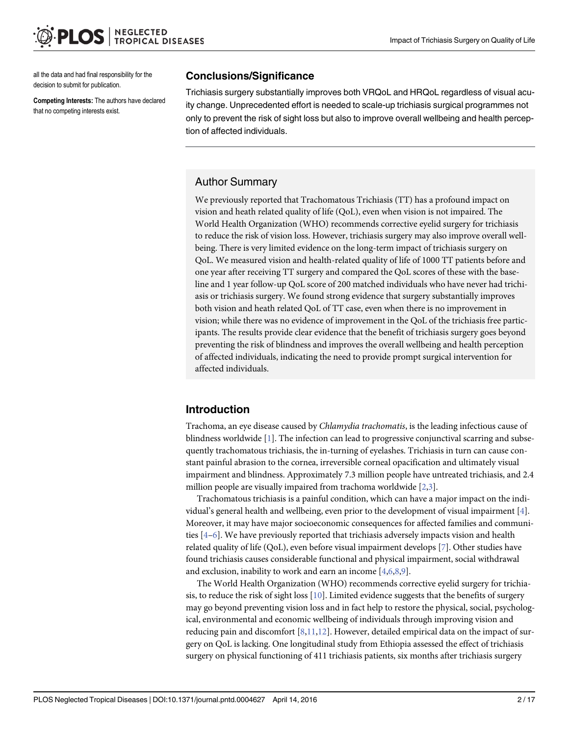all the data and had final responsibility for the decision to submit for publication.

**Competing Interests:** The authors have declared that no competing interests exist.

### Conclusions/Significance

Trichiasis surgery substantially improves both VRQoL and HRQoL regardless of visual acuity change. Unprecedented effort is needed to scale-up trichiasis surgical programmes not only to prevent the risk of sight loss but also to improve overall wellbeing and health perception of affected individuals.

## Author Summary

We previously reported that Trachomatous Trichiasis (TT) has a profound impact on vision and heath related quality of life (QoL), even when vision is not impaired. The World Health Organization (WHO) recommends corrective eyelid surgery for trichiasis to reduce the risk of vision loss. However, trichiasis surgery may also improve overall wellbeing. There is very limited evidence on the long-term impact of trichiasis surgery on QoL. We measured vision and health-related quality of life of 1000 TT patients before and one year after receiving TT surgery and compared the QoL scores of these with the baseline and 1 year follow-up QoL score of 200 matched individuals who have never had trichiasis or trichiasis surgery. We found strong evidence that surgery substantially improves both vision and heath related QoL of TT case, even when there is no improvement in vision; while there was no evidence of improvement in the QoL of the trichiasis free participants. The results provide clear evidence that the benefit of trichiasis surgery goes beyond preventing the risk of blindness and improves the overall wellbeing and health perception of affected individuals, indicating the need to provide prompt surgical intervention for affected individuals.

## Introduction

Trachoma, an eye disease caused by *Chlamydia trachomatis*, is the leading infectious cause of blindness worldwide [1]. The infection can lead to progressive conjunctival scarring and subsequently trachomatous trichiasis, the in-turning of eyelashes. Trichiasis in turn can cause constant painful abrasion to the cornea, irreversible corneal opacification and ultimately visual impairment and blindness. Approximately 7.3 million people have untreated trichiasis, and 2.4 million people are visually impaired from trachoma worldwide [2,3].

Trachomatous trichiasis is a painful condition, which can have a major impact on the individual's general health and wellbeing, even prior to the development of visual impairment [4]. Moreover, it may have major socioeconomic consequences for affected families and communities [4–6]. We have previously reported that trichiasis adversely impacts vision and health related quality of life (QoL), even before visual impairment develops [7]. Other studies have found trichiasis causes considerable functional and physical impairment, social withdrawal and exclusion, inability to work and earn an income [4,6,8,9].

The World Health Organization (WHO) recommends corrective eyelid surgery for trichiasis, to reduce the risk of sight loss [10]. Limited evidence suggests that the benefits of surgery may go beyond preventing vision loss and in fact help to restore the physical, social, psychological, environmental and economic wellbeing of individuals through improving vision and reducing pain and discomfort [8,11,12]. However, detailed empirical data on the impact of surgery on QoL is lacking. One longitudinal study from Ethiopia assessed the effect of trichiasis surgery on physical functioning of 411 trichiasis patients, six months after trichiasis surgery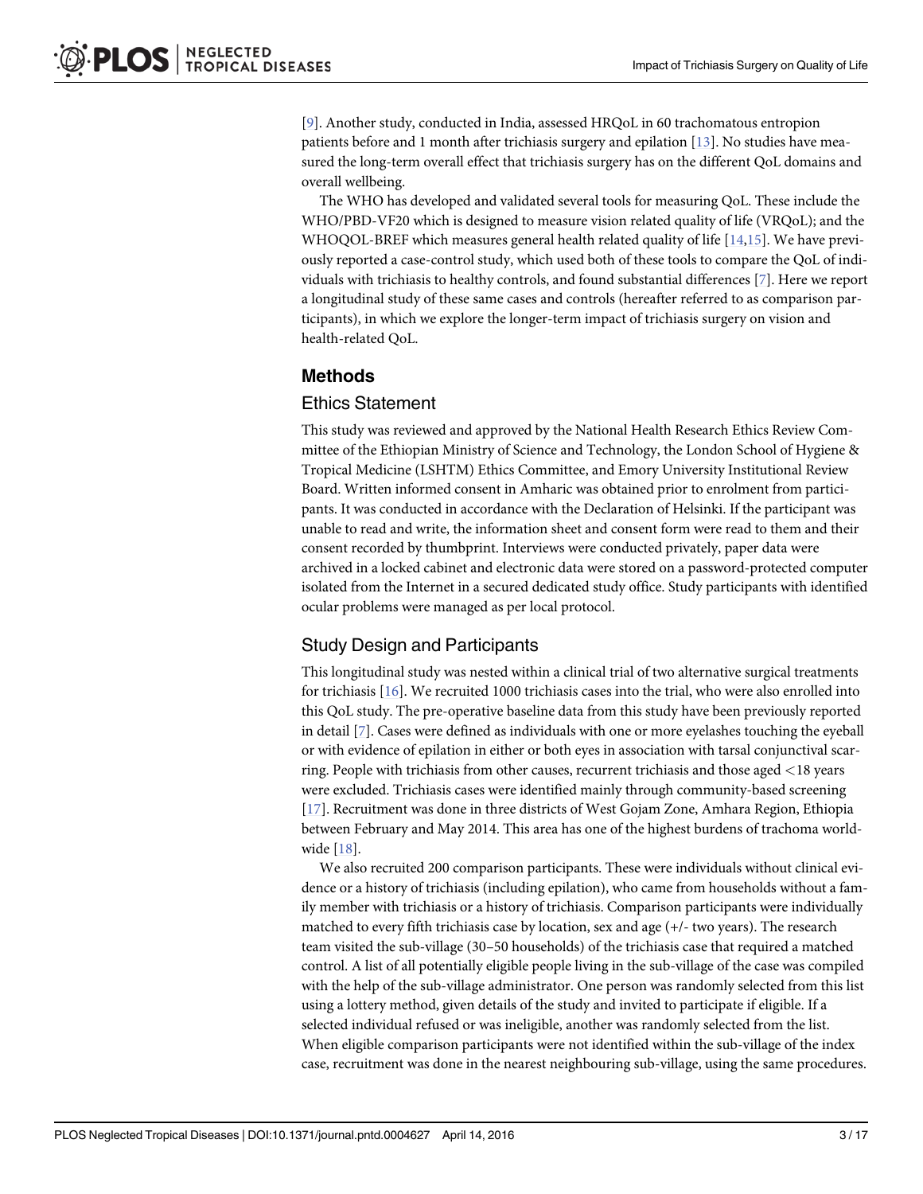[9]. Another study, conducted in India, assessed HRQoL in 60 trachomatous entropion patients before and 1 month after trichiasis surgery and epilation [13]. No studies have measured the long-term overall effect that trichiasis surgery has on the different QoL domains and overall wellbeing.

The WHO has developed and validated several tools for measuring QoL. These include the WHO/PBD-VF20 which is designed to measure vision related quality of life (VRQoL); and the WHOQOL-BREF which measures general health related quality of life [14,15]. We have previously reported a case-control study, which used both of these tools to compare the QoL of individuals with trichiasis to healthy controls, and found substantial differences [7]. Here we report a longitudinal study of these same cases and controls (hereafter referred to as comparison participants), in which we explore the longer-term impact of trichiasis surgery on vision and health-related QoL.

## Methods

### Ethics Statement

This study was reviewed and approved by the National Health Research Ethics Review Committee of the Ethiopian Ministry of Science and Technology, the London School of Hygiene & Tropical Medicine (LSHTM) Ethics Committee, and Emory University Institutional Review Board. Written informed consent in Amharic was obtained prior to enrolment from participants. It was conducted in accordance with the Declaration of Helsinki. If the participant was unable to read and write, the information sheet and consent form were read to them and their consent recorded by thumbprint. Interviews were conducted privately, paper data were archived in a locked cabinet and electronic data were stored on a password-protected computer isolated from the Internet in a secured dedicated study office. Study participants with identified ocular problems were managed as per local protocol.

### Study Design and Participants

This longitudinal study was nested within a clinical trial of two alternative surgical treatments for trichiasis [16]. We recruited 1000 trichiasis cases into the trial, who were also enrolled into this QoL study. The pre-operative baseline data from this study have been previously reported in detail [7]. Cases were defined as individuals with one or more eyelashes touching the eyeball or with evidence of epilation in either or both eyes in association with tarsal conjunctival scarring. People with trichiasis from other causes, recurrent trichiasis and those aged <18 years were excluded. Trichiasis cases were identified mainly through community-based screening [17]. Recruitment was done in three districts of West Gojam Zone, Amhara Region, Ethiopia between February and May 2014. This area has one of the highest burdens of trachoma worldwide [18].

We also recruited 200 comparison participants. These were individuals without clinical evidence or a history of trichiasis (including epilation), who came from households without a family member with trichiasis or a history of trichiasis. Comparison participants were individually matched to every fifth trichiasis case by location, sex and age (+/- two years). The research team visited the sub-village (30–50 households) of the trichiasis case that required a matched control. A list of all potentially eligible people living in the sub-village of the case was compiled with the help of the sub-village administrator. One person was randomly selected from this list using a lottery method, given details of the study and invited to participate if eligible. If a selected individual refused or was ineligible, another was randomly selected from the list. When eligible comparison participants were not identified within the sub-village of the index case, recruitment was done in the nearest neighbouring sub-village, using the same procedures.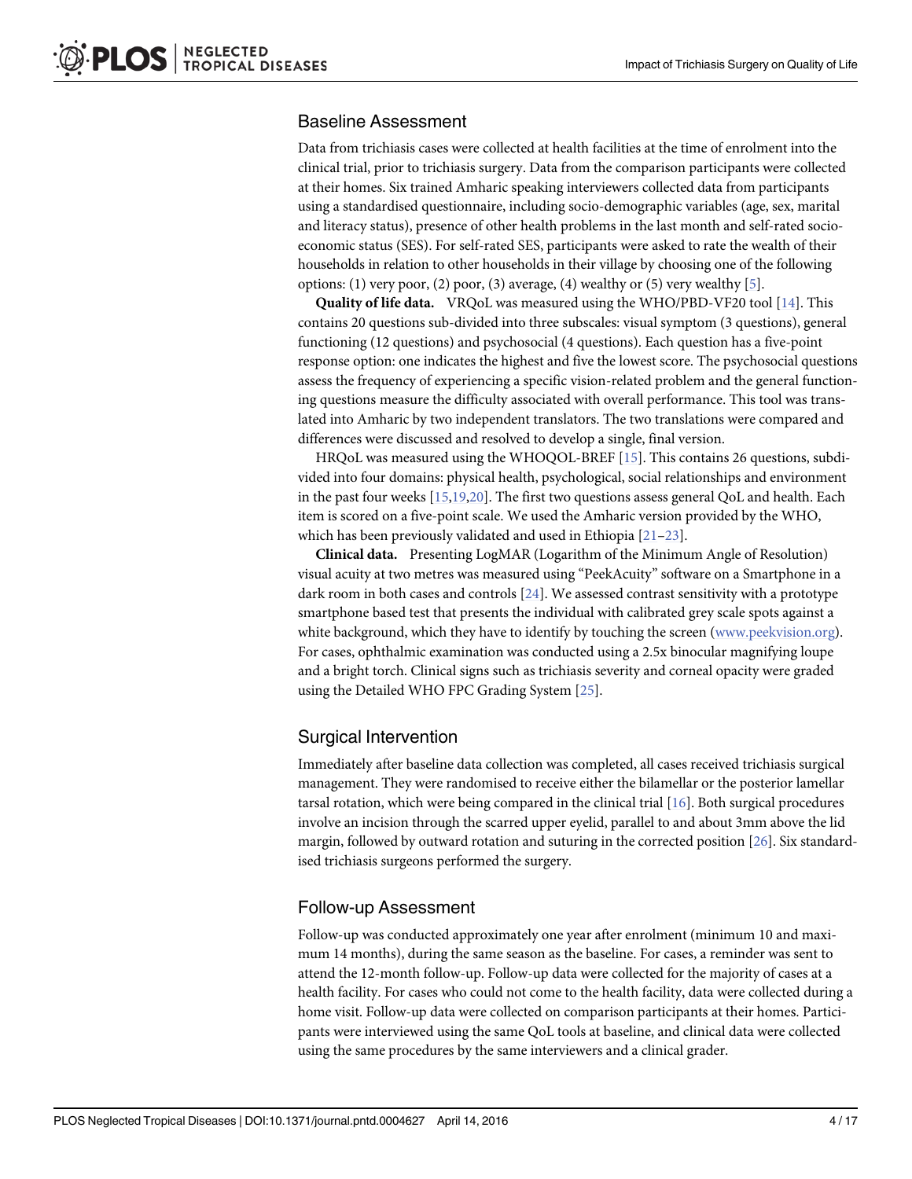## Baseline Assessment

Data from trichiasis cases were collected at health facilities at the time of enrolment into the clinical trial, prior to trichiasis surgery. Data from the comparison participants were collected at their homes. Six trained Amharic speaking interviewers collected data from participants using a standardised questionnaire, including socio-demographic variables (age, sex, marital and literacy status), presence of other health problems in the last month and self-rated socio-economic status (SES). For self-rated SES, participants were asked to rate the wealth of their households in relation to other households in their village by choosing one of the following options: (1) very poor, (2) poor, (3) average, (4) wealthy or (5) very wealthy [5].

**Quality of life data.** VRQoL was measured using the WHO/PBD-VF20 tool [14]. This contains 20 questions sub-divided into three subscales: visual symptom (3 questions), general functioning (12 questions) and psychosocial (4 questions). Each question has a five-point response option: one indicates the highest and five the lowest score. The psychosocial questions assess the frequency of experiencing a specific vision-related problem and the general functioning questions measure the difficulty associated with overall performance. This tool was translated into Amharic by two independent translators. The two translations were compared and differences were discussed and resolved to develop a single, final version.

HRQoL was measured using the WHOQOL-BREF [15]. This contains 26 questions, subdivided into four domains: physical health, psychological, social relationships and environment in the past four weeks [15,19,20]. The first two questions assess general QoL and health. Each item is scored on a five-point scale. We used the Amharic version provided by the WHO, which has been previously validated and used in Ethiopia [21–23].

**Clinical data.** Presenting LogMAR (Logarithm of the Minimum Angle of Resolution) visual acuity at two metres was measured using "PeekAcuity" software on a Smartphone in a dark room in both cases and controls [24]. We assessed contrast sensitivity with a prototype smartphone based test that presents the individual with calibrated grey scale spots against a white background, which they have to identify by touching the screen (www.peekvision.org). For cases, ophthalmic examination was conducted using a 2.5x binocular magnifying loupe and a bright torch. Clinical signs such as trichiasis severity and corneal opacity were graded using the Detailed WHO FPC Grading System [25].

## Surgical Intervention

Immediately after baseline data collection was completed, all cases received trichiasis surgical management. They were randomised to receive either the bilamellar or the posterior lamellar tarsal rotation, which were being compared in the clinical trial [16]. Both surgical procedures involve an incision through the scarred upper eyelid, parallel to and about 3mm above the lid margin, followed by outward rotation and suturing in the corrected position [26]. Six standardised trichiasis surgeons performed the surgery.

## Follow-up Assessment

Follow-up was conducted approximately one year after enrolment (minimum 10 and maximum 14 months), during the same season as the baseline. For cases, a reminder was sent to attend the 12-month follow-up. Follow-up data were collected for the majority of cases at a health facility. For cases who could not come to the health facility, data were collected during a home visit. Follow-up data were collected on comparison participants at their homes. Participants were interviewed using the same QoL tools at baseline, and clinical data were collected using the same procedures by the same interviewers and a clinical grader.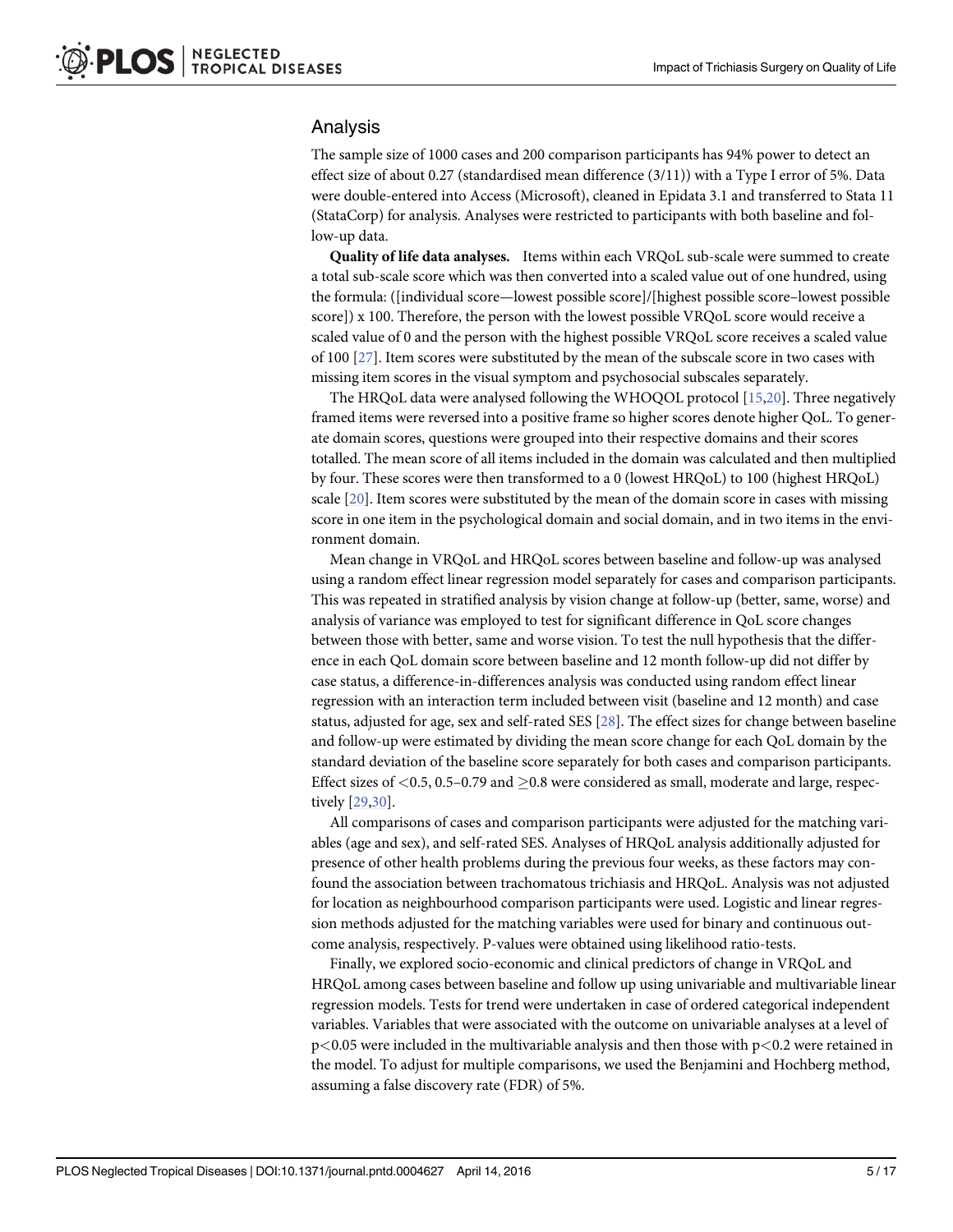## Analysis

The sample size of 1000 cases and 200 comparison participants has 94% power to detect an effect size of about 0.27 (standardised mean difference (3/11)) with a Type I error of 5%. Data were double-entered into Access (Microsoft), cleaned in Epidata 3.1 and transferred to Stata 11 (StataCorp) for analysis. Analyses were restricted to participants with both baseline and follow-up data.

**Quality of life data analyses.** Items within each VRQoL sub-scale were summed to create a total sub-scale score which was then converted into a scaled value out of one hundred, using the formula: ([individual score—lowest possible score]/[highest possible score–lowest possible score]) x 100. Therefore, the person with the lowest possible VRQoL score would receive a scaled value of 0 and the person with the highest possible VRQoL score receives a scaled value of 100 [27]. Item scores were substituted by the mean of the subscale score in two cases with missing item scores in the visual symptom and psychosocial subscales separately.

The HRQoL data were analysed following the WHOQOL protocol [15,20]. Three negatively framed items were reversed into a positive frame so higher scores denote higher QoL. To generate domain scores, questions were grouped into their respective domains and their scores totalled. The mean score of all items included in the domain was calculated and then multiplied by four. These scores were then transformed to a 0 (lowest HRQoL) to 100 (highest HRQoL) scale [20]. Item scores were substituted by the mean of the domain score in cases with missing score in one item in the psychological domain and social domain, and in two items in the environment domain.

Mean change in VRQoL and HRQoL scores between baseline and follow-up was analysed using a random effect linear regression model separately for cases and comparison participants. This was repeated in stratified analysis by vision change at follow-up (better, same, worse) and analysis of variance was employed to test for significant difference in QoL score changes between those with better, same and worse vision. To test the null hypothesis that the difference in each QoL domain score between baseline and 12 month follow-up did not differ by case status, a difference-in-differences analysis was conducted using random effect linear regression with an interaction term included between visit (baseline and 12 month) and case status, adjusted for age, sex and self-rated SES [28]. The effect sizes for change between baseline and follow-up were estimated by dividing the mean score change for each QoL domain by the standard deviation of the baseline score separately for both cases and comparison participants. Effect sizes of $<0.5$, 0.5–0.79 and $\geq 0.8$ were considered as small, moderate and large, respectively [29,30].

All comparisons of cases and comparison participants were adjusted for the matching variables (age and sex), and self-rated SES. Analyses of HRQoL analysis additionally adjusted for presence of other health problems during the previous four weeks, as these factors may confound the association between trachomatous trichiasis and HRQoL. Analysis was not adjusted for location as neighbourhood comparison participants were used. Logistic and linear regression methods adjusted for the matching variables were used for binary and continuous outcome analysis, respectively. P-values were obtained using likelihood ratio-tests.

Finally, we explored socio-economic and clinical predictors of change in VRQoL and HRQoL among cases between baseline and follow up using univariable and multivariable linear regression models. Tests for trend were undertaken in case of ordered categorical independent variables. Variables that were associated with the outcome on univariable analyses at a level of $p<0.05$ were included in the multivariable analysis and then those with $p<0.2$ were retained in the model. To adjust for multiple comparisons, we used the Benjamini and Hochberg method, assuming a false discovery rate (FDR) of 5%.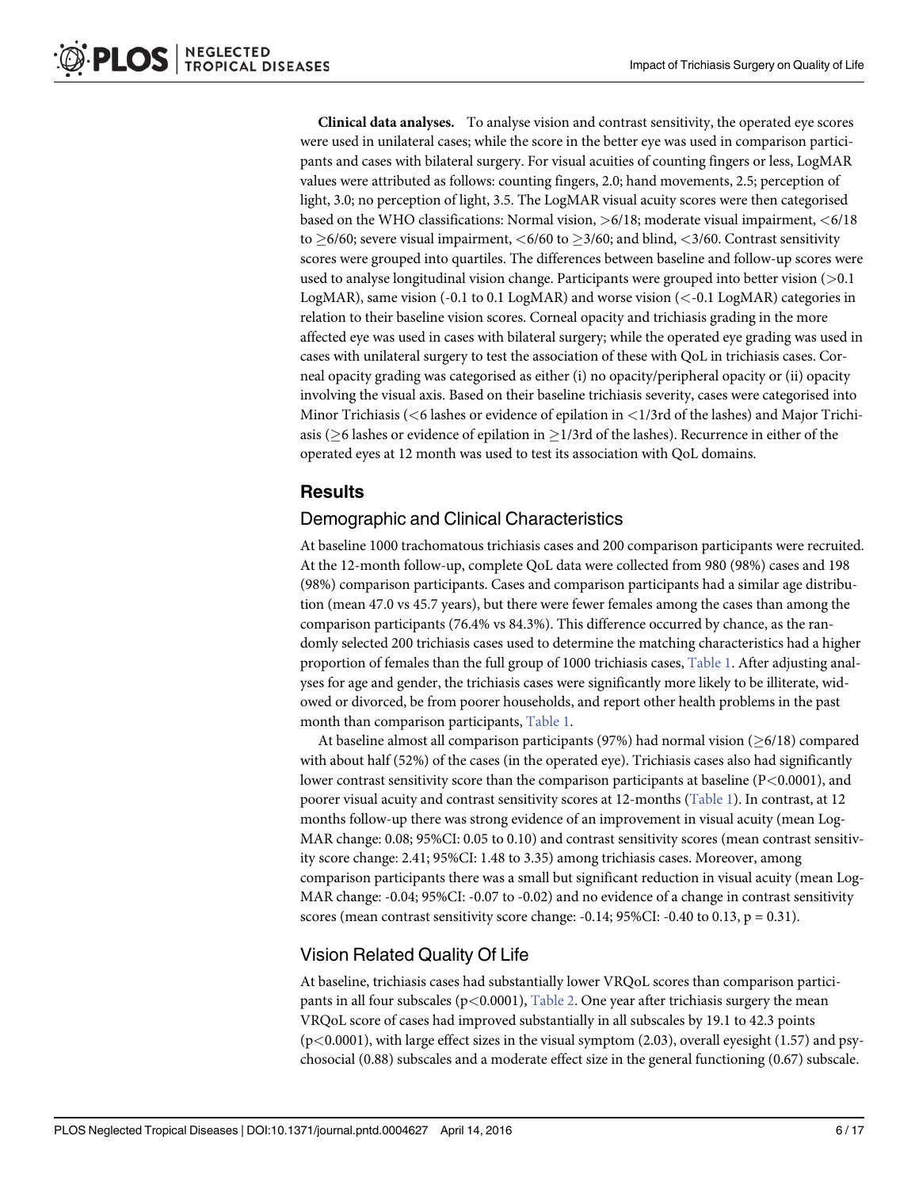**Clinical data analyses.** To analyse vision and contrast sensitivity, the operated eye scores were used in unilateral cases; while the score in the better eye was used in comparison participants and cases with bilateral surgery. For visual acuities of counting fingers or less, LogMAR values were attributed as follows: counting fingers, 2.0; hand movements, 2.5; perception of light, 3.0; no perception of light, 3.5. The LogMAR visual acuity scores were then categorised based on the WHO classifications: Normal vision, >6/18; moderate visual impairment, <6/18 to ≥6/60; severe visual impairment, <6/60 to ≥3/60; and blind, <3/60. Contrast sensitivity scores were grouped into quartiles. The differences between baseline and follow-up scores were used to analyse longitudinal vision change. Participants were grouped into better vision (>0.1 LogMAR), same vision (-0.1 to 0.1 LogMAR) and worse vision (<-0.1 LogMAR) categories in relation to their baseline vision scores. Corneal opacity and trichiasis grading in the more affected eye was used in cases with bilateral surgery; while the operated eye grading was used in cases with unilateral surgery to test the association of these with QoL in trichiasis cases. Corneal opacity grading was categorised as either (i) no opacity/peripheral opacity or (ii) opacity involving the visual axis. Based on their baseline trichiasis severity, cases were categorised into Minor Trichiasis (<6 lashes or evidence of epilation in <1/3rd of the lashes) and Major Trichiasis (≥6 lashes or evidence of epilation in ≥1/3rd of the lashes). Recurrence in either of the operated eyes at 12 month was used to test its association with QoL domains.

## Results

### Demographic and Clinical Characteristics

At baseline 1000 trachomatous trichiasis cases and 200 comparison participants were recruited. At the 12-month follow-up, complete QoL data were collected from 980 (98%) cases and 198 (98%) comparison participants. Cases and comparison participants had a similar age distribution (mean 47.0 vs 45.7 years), but there were fewer females among the cases than among the comparison participants (76.4% vs 84.3%). This difference occurred by chance, as the randomly selected 200 trichiasis cases used to determine the matching characteristics had a higher proportion of females than the full group of 1000 trichiasis cases, Table 1. After adjusting analyses for age and gender, the trichiasis cases were significantly more likely to be illiterate, widowed or divorced, be from poorer households, and report other health problems in the past month than comparison participants, Table 1.

At baseline almost all comparison participants (97%) had normal vision (≥6/18) compared with about half (52%) of the cases (in the operated eye). Trichiasis cases also had significantly lower contrast sensitivity score than the comparison participants at baseline (P<0.0001), and poorer visual acuity and contrast sensitivity scores at 12-months (Table 1). In contrast, at 12 months follow-up there was strong evidence of an improvement in visual acuity (mean LogMAR change: 0.08; 95%CI: 0.05 to 0.10) and contrast sensitivity scores (mean contrast sensitivity score change: 2.41; 95%CI: 1.48 to 3.35) among trichiasis cases. Moreover, among comparison participants there was a small but significant reduction in visual acuity (mean LogMAR change: -0.04; 95%CI: -0.07 to -0.02) and no evidence of a change in contrast sensitivity scores (mean contrast sensitivity score change: -0.14; 95%CI: -0.40 to 0.13, p = 0.31).

### Vision Related Quality Of Life

At baseline, trichiasis cases had substantially lower VRQoL scores than comparison participants in all four subscales (p<0.0001), Table 2. One year after trichiasis surgery the mean VRQoL score of cases had improved substantially in all subscales by 19.1 to 42.3 points (p<0.0001), with large effect sizes in the visual symptom (2.03), overall eyesight (1.57) and psychosocial (0.88) subscales and a moderate effect size in the general functioning (0.67) subscale.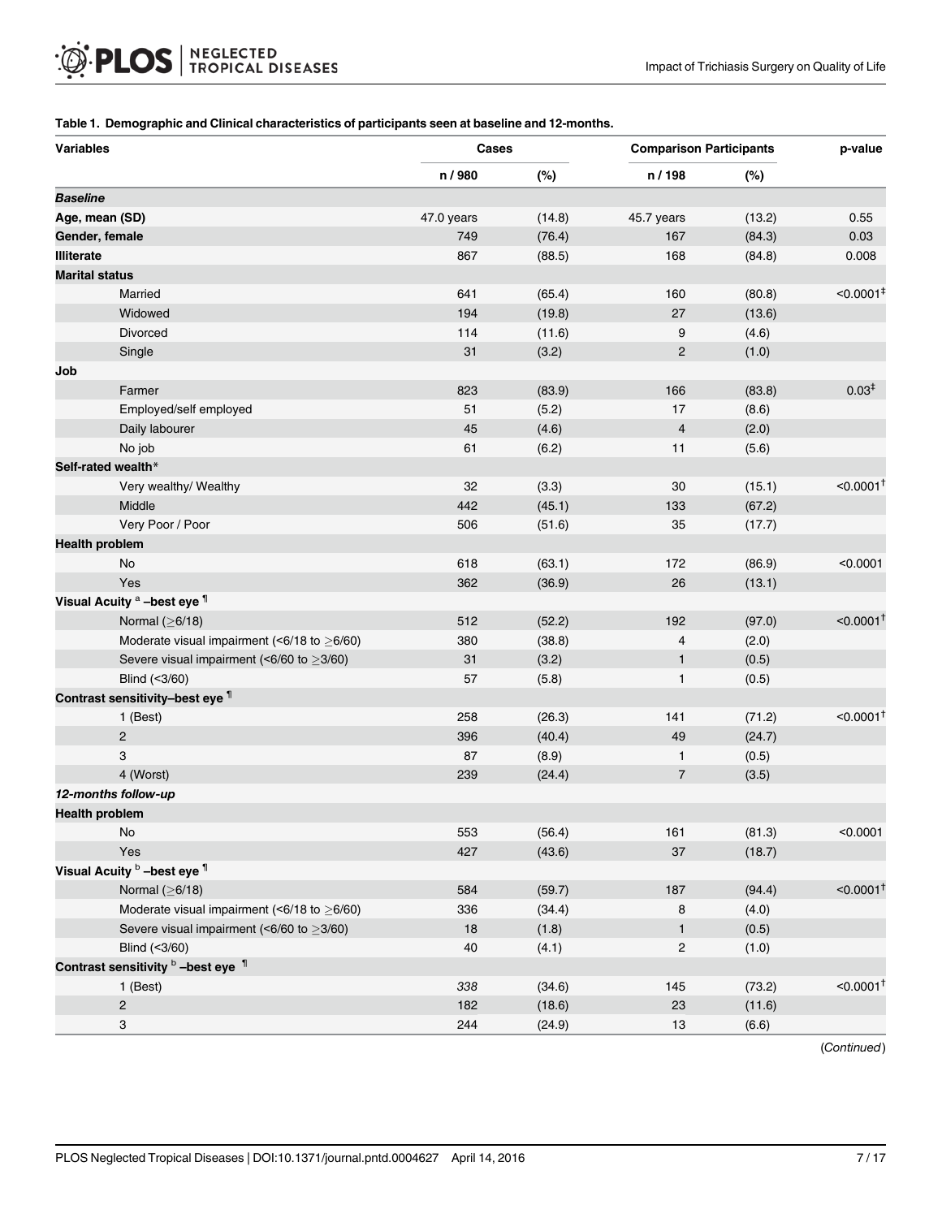**Table 1. Demographic and Clinical characteristics of participants seen at baseline and 12-months.**

| Variables | Cases | | Comparison Participants | | p-value |
|---|---|---|---|---|---|
| | n / 980 | (%) | n / 198 | (%) | |
| ***Baseline*** | | | | | |
| **Age, mean (SD)** | 47.0 years | (14.8) | 45.7 years | (13.2) | 0.55 |
| **Gender, female** | 749 | (76.4) | 167 | (84.3) | 0.03 |
| **Illiterate** | 867 | (88.5) | 168 | (84.8) | 0.008 |
| **Marital status** | | | | | |
| Married | 641 | (65.4) | 160 | (80.8) | <0.0001‡ |
| Widowed | 194 | (19.8) | 27 | (13.6) | |
| Divorced | 114 | (11.6) | 9 | (4.6) | |
| Single | 31 | (3.2) | 2 | (1.0) | |
| **Job** | | | | | |
| Farmer | 823 | (83.9) | 166 | (83.8) | 0.03‡ |
| Employed/self employed | 51 | (5.2) | 17 | (8.6) | |
| Daily labourer | 45 | (4.6) | 4 | (2.0) | |
| No job | 61 | (6.2) | 11 | (5.6) | |
| **Self-rated wealth*** | | | | | |
| Very wealthy/ Wealthy | 32 | (3.3) | 30 | (15.1) | <0.0001† |
| Middle | 442 | (45.1) | 133 | (67.2) | |
| Very Poor / Poor | 506 | (51.6) | 35 | (17.7) | |
| **Health problem** | | | | | |
| No | 618 | (63.1) | 172 | (86.9) | <0.0001 |
| Yes | 362 | (36.9) | 26 | (13.1) | |
| **Visual Acuity [a] –best eye ¶** | | | | | |
| Normal (≥6/18) | 512 | (52.2) | 192 | (97.0) | <0.0001† |
| Moderate visual impairment (<6/18 to ≥6/60) | 380 | (38.8) | 4 | (2.0) | |
| Severe visual impairment (<6/60 to ≥3/60) | 31 | (3.2) | 1 | (0.5) | |
| Blind (<3/60) | 57 | (5.8) | 1 | (0.5) | |
| **Contrast sensitivity–best eye ¶** | | | | | |
| 1 (Best) | 258 | (26.3) | 141 | (71.2) | <0.0001† |
| 2 | 396 | (40.4) | 49 | (24.7) | |
| 3 | 87 | (8.9) | 1 | (0.5) | |
| 4 (Worst) | 239 | (24.4) | 7 | (3.5) | |
| ***12-months follow-up*** | | | | | |
| **Health problem** | | | | | |
| No | 553 | (56.4) | 161 | (81.3) | <0.0001 |
| Yes | 427 | (43.6) | 37 | (18.7) | |
| **Visual Acuity [b] –best eye ¶** | | | | | |
| Normal (≥6/18) | 584 | (59.7) | 187 | (94.4) | <0.0001† |
| Moderate visual impairment (<6/18 to ≥6/60) | 336 | (34.4) | 8 | (4.0) | |
| Severe visual impairment (<6/60 to ≥3/60) | 18 | (1.8) | 1 | (0.5) | |
| Blind (<3/60) | 40 | (4.1) | 2 | (1.0) | |
| **Contrast sensitivity [b] –best eye ¶** | | | | | |
| 1 (Best) | *338* | (34.6) | 145 | (73.2) | <0.0001† |
| 2 | 182 | (18.6) | 23 | (11.6) | |
| 3 | 244 | (24.9) | 13 | (6.6) | |

(*Continued*)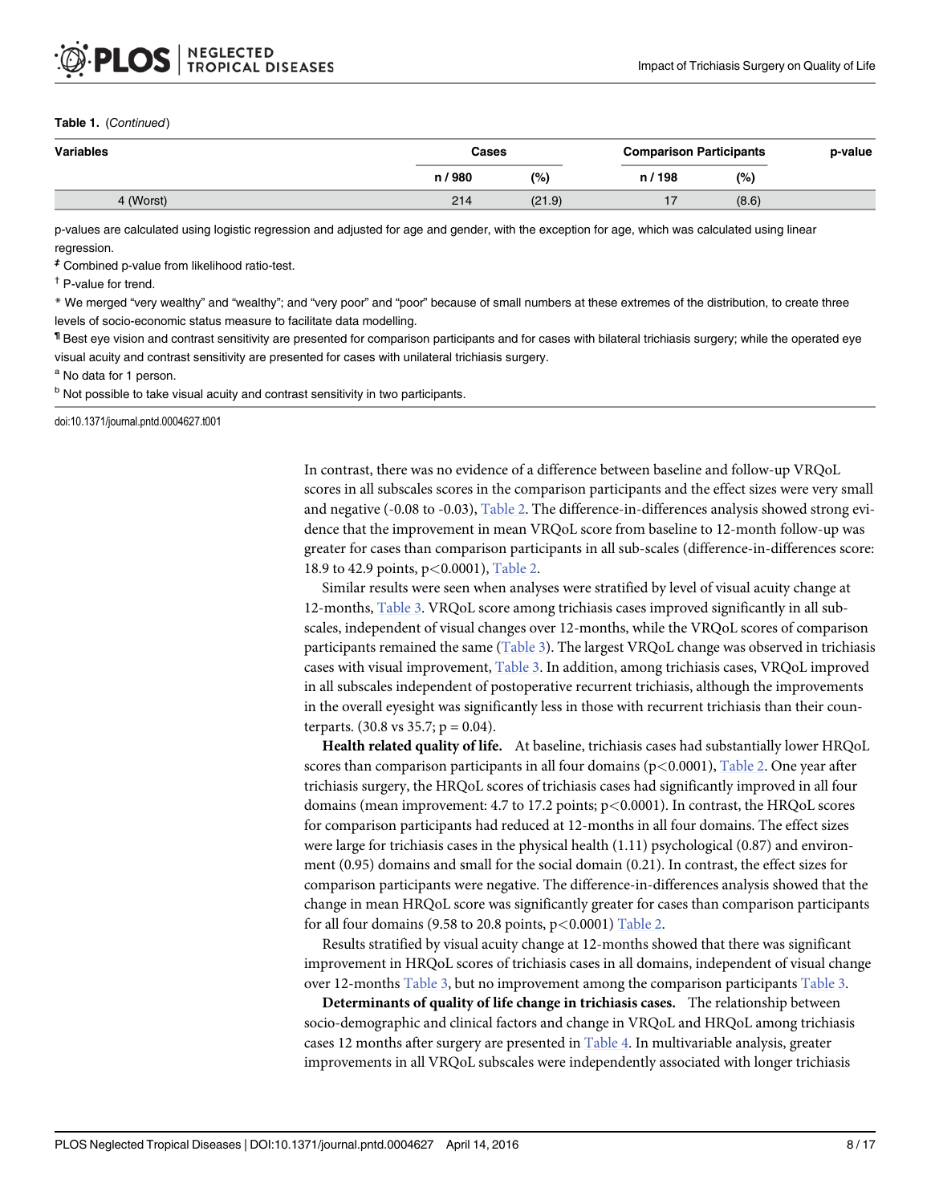**Table 1.** (*Continued*)

| Variables | Cases | | Comparison Participants | | p-value |
|---|---|---|---|---|---|
| | n / 980 | (%) | n / 198 | (%) | |
| 4 (Worst) | 214 | (21.9) | 17 | (8.6) | |

p-values are calculated using logistic regression and adjusted for age and gender, with the exception for age, which was calculated using linear regression.

‡ Combined p-value from likelihood ratio-test.

† P-value for trend.

\* We merged "very wealthy" and "wealthy"; and "very poor" and "poor" because of small numbers at these extremes of the distribution, to create three levels of socio-economic status measure to facilitate data modelling.

¶ Best eye vision and contrast sensitivity are presented for comparison participants and for cases with bilateral trichiasis surgery; while the operated eye visual acuity and contrast sensitivity are presented for cases with unilateral trichiasis surgery.

[a] No data for 1 person.

[b] Not possible to take visual acuity and contrast sensitivity in two participants.

doi:10.1371/journal.pntd.0004627.t001

In contrast, there was no evidence of a difference between baseline and follow-up VRQoL scores in all subscales scores in the comparison participants and the effect sizes were very small and negative (-0.08 to -0.03), Table 2. The difference-in-differences analysis showed strong evidence that the improvement in mean VRQoL score from baseline to 12-month follow-up was greater for cases than comparison participants in all sub-scales (difference-in-differences score: 18.9 to 42.9 points, $p<0.0001$), Table 2.

Similar results were seen when analyses were stratified by level of visual acuity change at 12-months, Table 3. VRQoL score among trichiasis cases improved significantly in all subscales, independent of visual changes over 12-months, while the VRQoL scores of comparison participants remained the same (Table 3). The largest VRQoL change was observed in trichiasis cases with visual improvement, Table 3. In addition, among trichiasis cases, VRQoL improved in all subscales independent of postoperative recurrent trichiasis, although the improvements in the overall eyesight was significantly less in those with recurrent trichiasis than their counterparts. (30.8 vs 35.7; $p = 0.04$).

**Health related quality of life.** At baseline, trichiasis cases had substantially lower HRQoL scores than comparison participants in all four domains ($p<0.0001$), Table 2. One year after trichiasis surgery, the HRQoL scores of trichiasis cases had significantly improved in all four domains (mean improvement: 4.7 to 17.2 points; $p<0.0001$). In contrast, the HRQoL scores for comparison participants had reduced at 12-months in all four domains. The effect sizes were large for trichiasis cases in the physical health (1.11) psychological (0.87) and environment (0.95) domains and small for the social domain (0.21). In contrast, the effect sizes for comparison participants were negative. The difference-in-differences analysis showed that the change in mean HRQoL score was significantly greater for cases than comparison participants for all four domains (9.58 to 20.8 points, $p<0.0001$) Table 2.

Results stratified by visual acuity change at 12-months showed that there was significant improvement in HRQoL scores of trichiasis cases in all domains, independent of visual change over 12-months Table 3, but no improvement among the comparison participants Table 3.

**Determinants of quality of life change in trichiasis cases.** The relationship between socio-demographic and clinical factors and change in VRQoL and HRQoL among trichiasis cases 12 months after surgery are presented in Table 4. In multivariable analysis, greater improvements in all VRQoL subscales were independently associated with longer trichiasis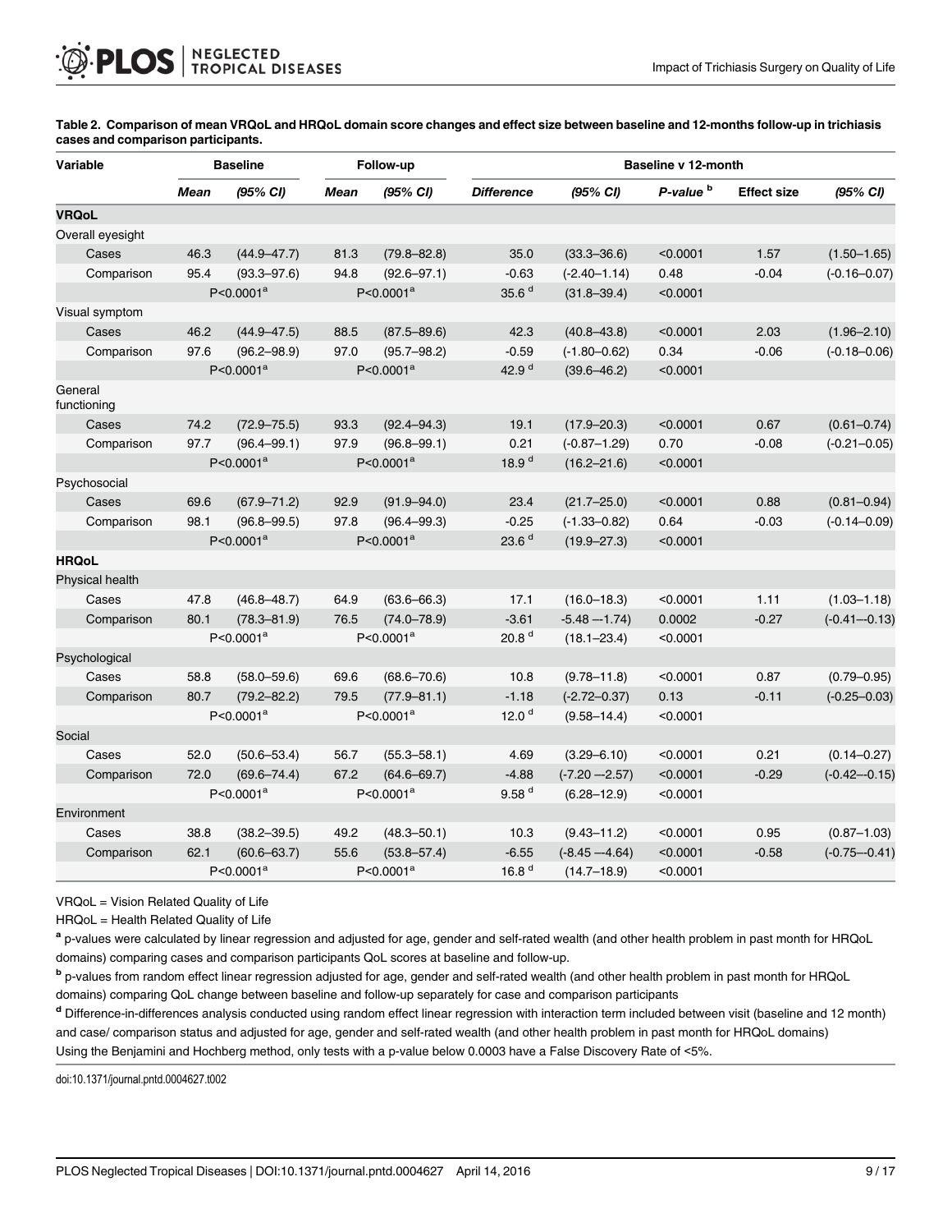**Table 2. Comparison of mean VRQoL and HRQoL domain score changes and effect size between baseline and 12-months follow-up in trichiasis cases and comparison participants.**

| Variable | Baseline | | Follow-up | | Baseline v 12-month | | | | |
|---|---|---|---|---|---|---|---|---|---|
| | *Mean* | *(95% CI)* | *Mean* | *(95% CI)* | *Difference* | *(95% CI)* | *P-value* [b] | **Effect size** | *(95% CI)* |
| **VRQoL** | | | | | | | | | |
| Overall eyesight | | | | | | | | | |
| Cases | 46.3 | (44.9–47.7) | 81.3 | (79.8–82.8) | 35.0 | (33.3–36.6) | <0.0001 | 1.57 | (1.50–1.65) |
| Comparison | 95.4 | (93.3–97.6) | 94.8 | (92.6–97.1) | -0.63 | (-2.40–1.14) | 0.48 | -0.04 | (-0.16–0.07) |
| | P<0.0001[a] | | P<0.0001[a] | | 35.6 [d] | (31.8–39.4) | <0.0001 | | |
| Visual symptom | | | | | | | | | |
| Cases | 46.2 | (44.9–47.5) | 88.5 | (87.5–89.6) | 42.3 | (40.8–43.8) | <0.0001 | 2.03 | (1.96–2.10) |
| Comparison | 97.6 | (96.2–98.9) | 97.0 | (95.7–98.2) | -0.59 | (-1.80–0.62) | 0.34 | -0.06 | (-0.18–0.06) |
| | P<0.0001[a] | | P<0.0001[a] | | 42.9 [d] | (39.6–46.2) | <0.0001 | | |
| General functioning | | | | | | | | | |
| Cases | 74.2 | (72.9–75.5) | 93.3 | (92.4–94.3) | 19.1 | (17.9–20.3) | <0.0001 | 0.67 | (0.61–0.74) |
| Comparison | 97.7 | (96.4–99.1) | 97.9 | (96.8–99.1) | 0.21 | (-0.87–1.29) | 0.70 | -0.08 | (-0.21–0.05) |
| | P<0.0001[a] | | P<0.0001[a] | | 18.9 [d] | (16.2–21.6) | <0.0001 | | |
| Psychosocial | | | | | | | | | |
| Cases | 69.6 | (67.9–71.2) | 92.9 | (91.9–94.0) | 23.4 | (21.7–25.0) | <0.0001 | 0.88 | (0.81–0.94) |
| Comparison | 98.1 | (96.8–99.5) | 97.8 | (96.4–99.3) | -0.25 | (-1.33–0.82) | 0.64 | -0.03 | (-0.14–0.09) |
| | P<0.0001[a] | | P<0.0001[a] | | 23.6 [d] | (19.9–27.3) | <0.0001 | | |
| **HRQoL** | | | | | | | | | |
| Physical health | | | | | | | | | |
| Cases | 47.8 | (46.8–48.7) | 64.9 | (63.6–66.3) | 17.1 | (16.0–18.3) | <0.0001 | 1.11 | (1.03–1.18) |
| Comparison | 80.1 | (78.3–81.9) | 76.5 | (74.0–78.9) | -3.61 | -5.48 —-1.74) | 0.0002 | -0.27 | (-0.41—-0.13) |
| | P<0.0001[a] | | P<0.0001[a] | | 20.8 [d] | (18.1–23.4) | <0.0001 | | |
| Psychological | | | | | | | | | |
| Cases | 58.8 | (58.0–59.6) | 69.6 | (68.6–70.6) | 10.8 | (9.78–11.8) | <0.0001 | 0.87 | (0.79–0.95) |
| Comparison | 80.7 | (79.2–82.2) | 79.5 | (77.9–81.1) | -1.18 | (-2.72–0.37) | 0.13 | -0.11 | (-0.25–0.03) |
| | P<0.0001[a] | | P<0.0001[a] | | 12.0 [d] | (9.58–14.4) | <0.0001 | | |
| Social | | | | | | | | | |
| Cases | 52.0 | (50.6–53.4) | 56.7 | (55.3–58.1) | 4.69 | (3.29–6.10) | <0.0001 | 0.21 | (0.14–0.27) |
| Comparison | 72.0 | (69.6–74.4) | 67.2 | (64.6–69.7) | -4.88 | (-7.20 —-2.57) | <0.0001 | -0.29 | (-0.42—-0.15) |
| | P<0.0001[a] | | P<0.0001[a] | | 9.58 [d] | (6.28–12.9) | <0.0001 | | |
| Environment | | | | | | | | | |
| Cases | 38.8 | (38.2–39.5) | 49.2 | (48.3–50.1) | 10.3 | (9.43–11.2) | <0.0001 | 0.95 | (0.87–1.03) |
| Comparison | 62.1 | (60.6–63.7) | 55.6 | (53.8–57.4) | -6.55 | (-8.45 —-4.64) | <0.0001 | -0.58 | (-0.75—-0.41) |
| | P<0.0001[a] | | P<0.0001[a] | | 16.8 [d] | (14.7–18.9) | <0.0001 | | |

VRQoL = Vision Related Quality of Life

HRQoL = Health Related Quality of Life

[a] p-values were calculated by linear regression and adjusted for age, gender and self-rated wealth (and other health problem in past month for HRQoL domains) comparing cases and comparison participants QoL scores at baseline and follow-up.

[b] p-values from random effect linear regression adjusted for age, gender and self-rated wealth (and other health problem in past month for HRQoL domains) comparing QoL change between baseline and follow-up separately for case and comparison participants

[d] Difference-in-differences analysis conducted using random effect linear regression with interaction term included between visit (baseline and 12 month) and case/ comparison status and adjusted for age, gender and self-rated wealth (and other health problem in past month for HRQoL domains)

Using the Benjamini and Hochberg method, only tests with a p-value below 0.0003 have a False Discovery Rate of <5%.

doi:10.1371/journal.pntd.0004627.t002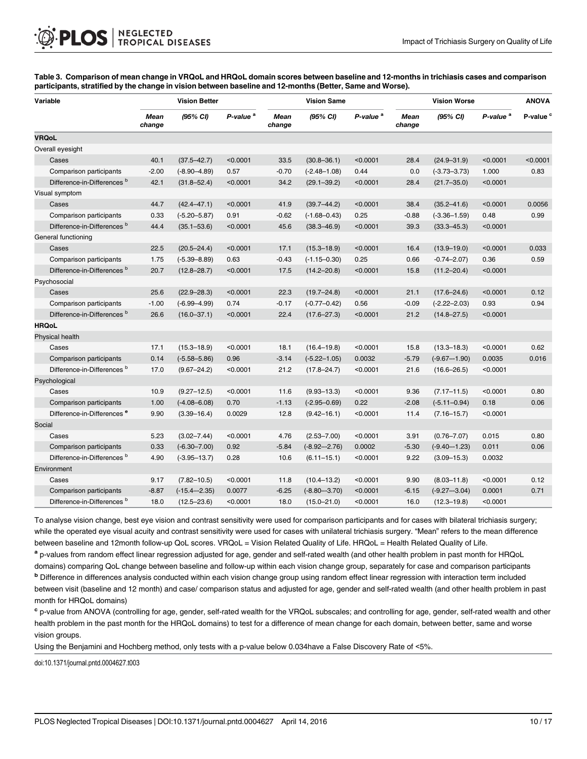**Table 3. Comparison of mean change in VRQoL and HRQoL domain scores between baseline and 12-months in trichiasis cases and comparison participants, stratified by the change in vision between baseline and 12-months (Better, Same and Worse).**

| Variable | Vision Better | | | Vision Same | | | Vision Worse | | | ANOVA |
|---|---|---|---|---|---|---|---|---|---|---|
| | *Mean change* | *(95% CI)* | *P-value* [a] | *Mean change* | *(95% CI)* | *P-value* [a] | *Mean change* | *(95% CI)* | *P-value* [a] | P-value [c] |
| **VRQoL** | | | | | | | | | | |
| Overall eyesight | | | | | | | | | | |
| Cases | 40.1 | (37.5–42.7) | <0.0001 | 33.5 | (30.8–36.1) | <0.0001 | 28.4 | (24.9–31.9) | <0.0001 | <0.0001 |
| Comparison participants | -2.00 | (-8.90–4.89) | 0.57 | -0.70 | (-2.48–1.08) | 0.44 | 0.0 | (-3.73–3.73) | 1.000 | 0.83 |
| Difference-in-Differences [b] | 42.1 | (31.8–52.4) | <0.0001 | 34.2 | (29.1–39.2) | <0.0001 | 28.4 | (21.7–35.0) | <0.0001 | |
| Visual symptom | | | | | | | | | | |
| Cases | 44.7 | (42.4–47.1) | <0.0001 | 41.9 | (39.7–44.2) | <0.0001 | 38.4 | (35.2–41.6) | <0.0001 | 0.0056 |
| Comparison participants | 0.33 | (-5.20–5.87) | 0.91 | -0.62 | (-1.68–0.43) | 0.25 | -0.88 | (-3.36–1.59) | 0.48 | 0.99 |
| Difference-in-Differences [b] | 44.4 | (35.1–53.6) | <0.0001 | 45.6 | (38.3–46.9) | <0.0001 | 39.3 | (33.3–45.3) | <0.0001 | |
| General functioning | | | | | | | | | | |
| Cases | 22.5 | (20.5–24.4) | <0.0001 | 17.1 | (15.3–18.9) | <0.0001 | 16.4 | (13.9–19.0) | <0.0001 | 0.033 |
| Comparison participants | 1.75 | (-5.39–8.89) | 0.63 | -0.43 | (-1.15–0.30) | 0.25 | 0.66 | -0.74–2.07) | 0.36 | 0.59 |
| Difference-in-Differences [b] | 20.7 | (12.8–28.7) | <0.0001 | 17.5 | (14.2–20.8) | <0.0001 | 15.8 | (11.2–20.4) | <0.0001 | |
| Psychosocial | | | | | | | | | | |
| Cases | 25.6 | (22.9–28.3) | <0.0001 | 22.3 | (19.7–24.8) | <0.0001 | 21.1 | (17.6–24.6) | <0.0001 | 0.12 |
| Comparison participants | -1.00 | (-6.99–4.99) | 0.74 | -0.17 | (-0.77–0.42) | 0.56 | -0.09 | (-2.22–2.03) | 0.93 | 0.94 |
| Difference-in-Differences [b] | 26.6 | (16.0–37.1) | <0.0001 | 22.4 | (17.6–27.3) | <0.0001 | 21.2 | (14.8–27.5) | <0.0001 | |
| **HRQoL** | | | | | | | | | | |
| Physical health | | | | | | | | | | |
| Cases | 17.1 | (15.3–18.9) | <0.0001 | 18.1 | (16.4–19.8) | <0.0001 | 15.8 | (13.3–18.3) | <0.0001 | 0.62 |
| Comparison participants | 0.14 | (-5.58–5.86) | 0.96 | -3.14 | (-5.22–1.05) | 0.0032 | -5.79 | (-9.67—1.90) | 0.0035 | 0.016 |
| Difference-in-Differences [b] | 17.0 | (9.67–24.2) | <0.0001 | 21.2 | (17.8–24.7) | <0.0001 | 21.6 | (16.6–26.5) | <0.0001 | |
| Psychological | | | | | | | | | | |
| Cases | 10.9 | (9.27–12.5) | <0.0001 | 11.6 | (9.93–13.3) | <0.0001 | 9.36 | (7.17–11.5) | <0.0001 | 0.80 |
| Comparison participants | 1.00 | (-4.08–6.08) | 0.70 | -1.13 | (-2.95–0.69) | 0.22 | -2.08 | (-5.11–0.94) | 0.18 | 0.06 |
| Difference-in-Differences [e] | 9.90 | (3.39–16.4) | 0.0029 | 12.8 | (9.42–16.1) | <0.0001 | 11.4 | (7.16–15.7) | <0.0001 | |
| Social | | | | | | | | | | |
| Cases | 5.23 | (3.02–7.44) | <0.0001 | 4.76 | (2.53–7.00) | <0.0001 | 3.91 | (0.76–7.07) | 0.015 | 0.80 |
| Comparison participants | 0.33 | (-6.30–7.00) | 0.92 | -5.84 | (-8.92–-2.76) | 0.0002 | -5.30 | (-9.40—1.23) | 0.011 | 0.06 |
| Difference-in-Differences [b] | 4.90 | (-3.95–13.7) | 0.28 | 10.6 | (6.11–15.1) | <0.0001 | 9.22 | (3.09–15.3) | 0.0032 | |
| Environment | | | | | | | | | | |
| Cases | 9.17 | (7.82–10.5) | <0.0001 | 11.8 | (10.4–13.2) | <0.0001 | 9.90 | (8.03–11.8) | <0.0001 | 0.12 |
| Comparison participants | -8.87 | (-15.4—2.35) | 0.0077 | -6.25 | (-8.80–-3.70) | <0.0001 | -6.15 | (-9.27—3.04) | 0.0001 | 0.71 |
| Difference-in-Differences [b] | 18.0 | (12.5–23.6) | <0.0001 | 18.0 | (15.0–21.0) | <0.0001 | 16.0 | (12.3–19.8) | <0.0001 | |

To analyse vision change, best eye vision and contrast sensitivity were used for comparison participants and for cases with bilateral trichiasis surgery; while the operated eye visual acuity and contrast sensitivity were used for cases with unilateral trichiasis surgery. "Mean" refers to the mean difference between baseline and 12month follow-up QoL scores. VRQoL = Vision Related Quality of Life. HRQoL = Health Related Quality of Life.

[a] p-values from random effect linear regression adjusted for age, gender and self-rated wealth (and other health problem in past month for HRQoL domains) comparing QoL change between baseline and follow-up within each vision change group, separately for case and comparison participants

[b] Difference in differences analysis conducted within each vision change group using random effect linear regression with interaction term included between visit (baseline and 12 month) and case/ comparison status and adjusted for age, gender and self-rated wealth (and other health problem in past month for HRQoL domains)

[c] p-value from ANOVA (controlling for age, gender, self-rated wealth for the VRQoL subscales; and controlling for age, gender, self-rated wealth and other health problem in the past month for the HRQoL domains) to test for a difference of mean change for each domain, between better, same and worse vision groups.

Using the Benjamini and Hochberg method, only tests with a p-value below 0.034have a False Discovery Rate of <5%.

doi:10.1371/journal.pntd.0004627.t003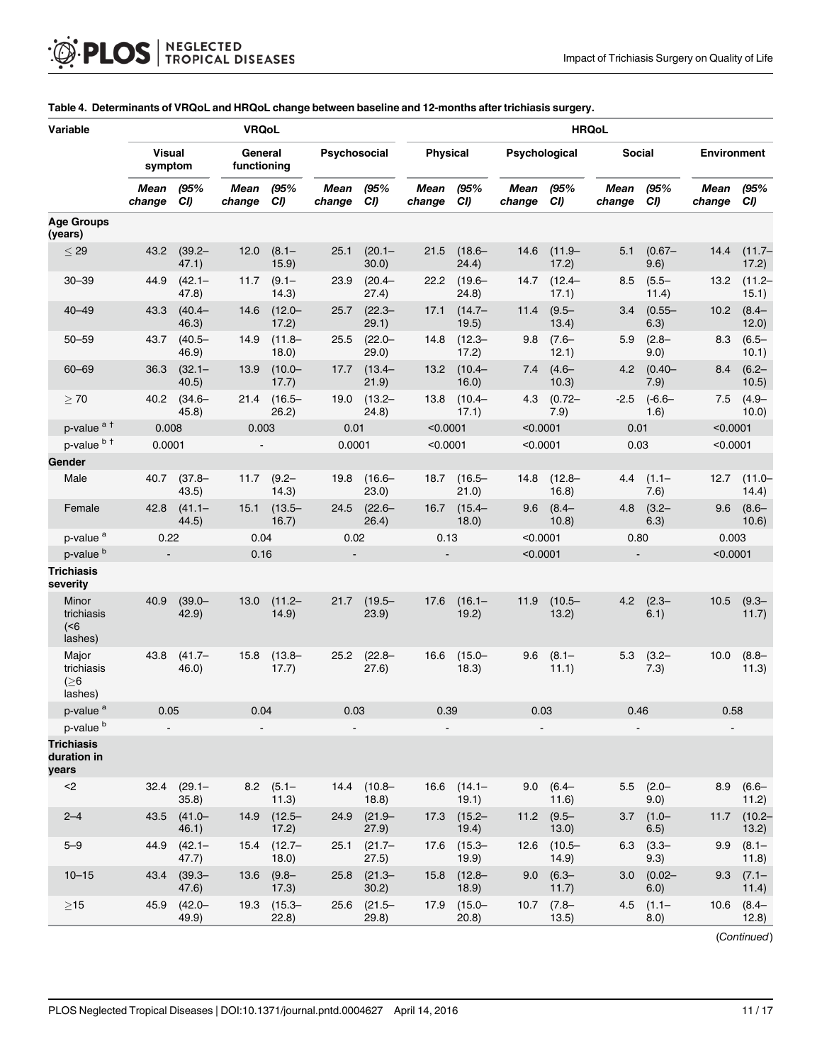**Table 4. Determinants of VRQoL and HRQoL change between baseline and 12-months after trichiasis surgery.**

| Variable | VRQoL | | | | | | HRQoL | | | | | | | |
|---|---|---|---|---|---|---|---|---|---|---|---|---|---|---|
| | Visual symptom | | General functioning | | Psychosocial | | Physical | | Psychological | | Social | | Environment | |
| | *Mean change* | *(95% CI)* | *Mean change* | *(95% CI)* | *Mean change* | *(95% CI)* | *Mean change* | *(95% CI)* | *Mean change* | *(95% CI)* | *Mean change* | *(95% CI)* | *Mean change* | *(95% CI)* |
| **Age Groups (years)** | | | | | | | | | | | | | | |
| ≤ 29 | 43.2 | (39.2–47.1) | 12.0 | (8.1–15.9) | 25.1 | (20.1–30.0) | 21.5 | (18.6–24.4) | 14.6 | (11.9–17.2) | 5.1 | (0.67–9.6) | 14.4 | (11.7–17.2) |
| 30–39 | 44.9 | (42.1–47.8) | 11.7 | (9.1–14.3) | 23.9 | (20.4–27.4) | 22.2 | (19.6–24.8) | 14.7 | (12.4–17.1) | 8.5 | (5.5–11.4) | 13.2 | (11.2–15.1) |
| 40–49 | 43.3 | (40.4–46.3) | 14.6 | (12.0–17.2) | 25.7 | (22.3–29.1) | 17.1 | (14.7–19.5) | 11.4 | (9.5–13.4) | 3.4 | (0.55–6.3) | 10.2 | (8.4–12.0) |
| 50–59 | 43.7 | (40.5–46.9) | 14.9 | (11.8–18.0) | 25.5 | (22.0–29.0) | 14.8 | (12.3–17.2) | 9.8 | (7.6–12.1) | 5.9 | (2.8–9.0) | 8.3 | (6.5–10.1) |
| 60–69 | 36.3 | (32.1–40.5) | 13.9 | (10.0–17.7) | 17.7 | (13.4–21.9) | 13.2 | (10.4–16.0) | 7.4 | (4.6–10.3) | 4.2 | (0.40–7.9) | 8.4 | (6.2–10.5) |
| ≥ 70 | 40.2 | (34.6–45.8) | 21.4 | (16.5–26.2) | 19.0 | (13.2–24.8) | 13.8 | (10.4–17.1) | 4.3 | (0.72–7.9) | -2.5 | (-6.6–1.6) | 7.5 | (4.9–10.0) |
| p-value [a †] | 0.008 | | 0.003 | | 0.01 | | <0.0001 | | <0.0001 | | 0.01 | | <0.0001 | |
| p-value [b †] | 0.0001 | | - | | 0.0001 | | <0.0001 | | <0.0001 | | 0.03 | | <0.0001 | |
| **Gender** | | | | | | | | | | | | | | |
| Male | 40.7 | (37.8–43.5) | 11.7 | (9.2–14.3) | 19.8 | (16.6–23.0) | 18.7 | (16.5–21.0) | 14.8 | (12.8–16.8) | 4.4 | (1.1–7.6) | 12.7 | (11.0–14.4) |
| Female | 42.8 | (41.1–44.5) | 15.1 | (13.5–16.7) | 24.5 | (22.6–26.4) | 16.7 | (15.4–18.0) | 9.6 | (8.4–10.8) | 4.8 | (3.2–6.3) | 9.6 | (8.6–10.6) |
| p-value [a] | 0.22 | | 0.04 | | 0.02 | | 0.13 | | <0.0001 | | 0.80 | | 0.003 | |
| p-value [b] | - | | 0.16 | | - | | - | | <0.0001 | | - | | <0.0001 | |
| **Trichiasis severity** | | | | | | | | | | | | | | |
| Minor trichiasis (<6 lashes) | 40.9 | (39.0–42.9) | 13.0 | (11.2–14.9) | 21.7 | (19.5–23.9) | 17.6 | (16.1–19.2) | 11.9 | (10.5–13.2) | 4.2 | (2.3–6.1) | 10.5 | (9.3–11.7) |
| Major trichiasis (≥6 lashes) | 43.8 | (41.7–46.0) | 15.8 | (13.8–17.7) | 25.2 | (22.8–27.6) | 16.6 | (15.0–18.3) | 9.6 | (8.1–11.1) | 5.3 | (3.2–7.3) | 10.0 | (8.8–11.3) |
| p-value [a] | 0.05 | | 0.04 | | 0.03 | | 0.39 | | 0.03 | | 0.46 | | 0.58 | |
| p-value [b] | - | | - | | - | | - | | - | | - | | - | |
| **Trichiasis duration in years** | | | | | | | | | | | | | | |
| <2 | 32.4 | (29.1–35.8) | 8.2 | (5.1–11.3) | 14.4 | (10.8–18.8) | 16.6 | (14.1–19.1) | 9.0 | (6.4–11.6) | 5.5 | (2.0–9.0) | 8.9 | (6.6–11.2) |
| 2–4 | 43.5 | (41.0–46.1) | 14.9 | (12.5–17.2) | 24.9 | (21.9–27.9) | 17.3 | (15.2–19.4) | 11.2 | (9.5–13.0) | 3.7 | (1.0–6.5) | 11.7 | (10.2–13.2) |
| 5–9 | 44.9 | (42.1–47.7) | 15.4 | (12.7–18.0) | 25.1 | (21.7–27.5) | 17.6 | (15.3–19.9) | 12.6 | (10.5–14.9) | 6.3 | (3.3–9.3) | 9.9 | (8.1–11.8) |
| 10–15 | 43.4 | (39.3–47.6) | 13.6 | (9.8–17.3) | 25.8 | (21.3–30.2) | 15.8 | (12.8–18.9) | 9.0 | (6.3–11.7) | 3.0 | (0.02–6.0) | 9.3 | (7.1–11.4) |
| ≥15 | 45.9 | (42.0–49.9) | 19.3 | (15.3–22.8) | 25.6 | (21.5–29.8) | 17.9 | (15.0–20.8) | 10.7 | (7.8–13.5) | 4.5 | (1.1–8.0) | 10.6 | (8.4–12.8) |

(*Continued*)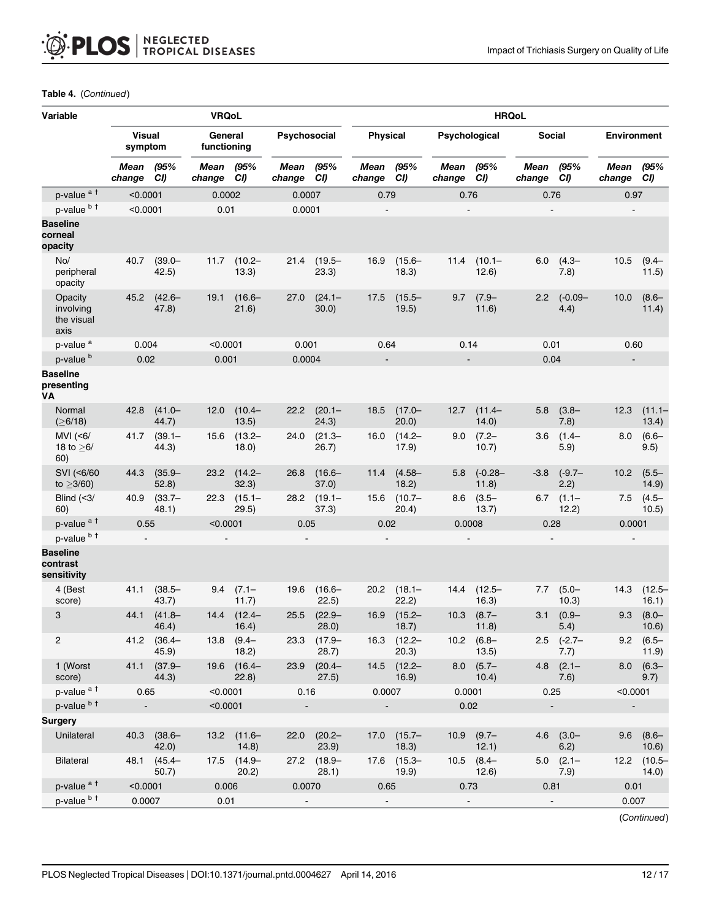**Table 4.** (*Continued*)

| Variable | VRQoL | | | | | | HRQoL | | | | | | | |
|---|---|---|---|---|---|---|---|---|---|---|---|---|---|---|
| | Visual symptom | | General functioning | | Psychosocial | | Physical | | Psychological | | Social | | Environment | |
| | *Mean change* | *(95% CI)* | *Mean change* | *(95% CI)* | *Mean change* | *(95% CI)* | *Mean change* | *(95% CI)* | *Mean change* | *(95% CI)* | *Mean change* | *(95% CI)* | *Mean change* | *(95% CI)* |
| p-value [a †] | <0.0001 | | 0.0002 | | 0.0007 | | 0.79 | | 0.76 | | 0.76 | | 0.97 | |
| p-value [b †] | <0.0001 | | 0.01 | | 0.0001 | | - | | - | | - | | - | |
| **Baseline corneal opacity** | | | | | | | | | | | | | | |
| No/ peripheral opacity | 40.7 | (39.0–42.5) | 11.7 | (10.2–13.3) | 21.4 | (19.5–23.3) | 16.9 | (15.6–18.3) | 11.4 | (10.1–12.6) | 6.0 | (4.3–7.8) | 10.5 | (9.4–11.5) |
| Opacity involving the visual axis | 45.2 | (42.6–47.8) | 19.1 | (16.6–21.6) | 27.0 | (24.1–30.0) | 17.5 | (15.5–19.5) | 9.7 | (7.9–11.6) | 2.2 | (-0.09–4.4) | 10.0 | (8.6–11.4) |
| p-value [a] | 0.004 | | <0.0001 | | 0.001 | | 0.64 | | 0.14 | | 0.01 | | 0.60 | |
| p-value [b] | 0.02 | | 0.001 | | 0.0004 | | - | | - | | 0.04 | | - | |
| **Baseline presenting VA** | | | | | | | | | | | | | | |
| Normal (≥6/18) | 42.8 | (41.0–44.7) | 12.0 | (10.4–13.5) | 22.2 | (20.1–24.3) | 18.5 | (17.0–20.0) | 12.7 | (11.4–14.0) | 5.8 | (3.8–7.8) | 12.3 | (11.1–13.4) |
| MVI (<6/18 to ≥6/60) | 41.7 | (39.1–44.3) | 15.6 | (13.2–18.0) | 24.0 | (21.3–26.7) | 16.0 | (14.2–17.9) | 9.0 | (7.2–10.7) | 3.6 | (1.4–5.9) | 8.0 | (6.6–9.5) |
| SVI (<6/60 to ≥3/60) | 44.3 | (35.9–52.8) | 23.2 | (14.2–32.3) | 26.8 | (16.6–37.0) | 11.4 | (4.58–18.2) | 5.8 | (-0.28–11.8) | -3.8 | (-9.7–2.2) | 10.2 | (5.5–14.9) |
| Blind (<3/60) | 40.9 | (33.7–48.1) | 22.3 | (15.1–29.5) | 28.2 | (19.1–37.3) | 15.6 | (10.7–20.4) | 8.6 | (3.5–13.7) | 6.7 | (1.1–12.2) | 7.5 | (4.5–10.5) |
| p-value [a †] | 0.55 | | <0.0001 | | 0.05 | | 0.02 | | 0.0008 | | 0.28 | | 0.0001 | |
| p-value [b †] | - | | - | | - | | - | | - | | - | | - | |
| **Baseline contrast sensitivity** | | | | | | | | | | | | | | |
| 4 (Best score) | 41.1 | (38.5–43.7) | 9.4 | (7.1–11.7) | 19.6 | (16.6–22.5) | 20.2 | (18.1–22.2) | 14.4 | (12.5–16.3) | 7.7 | (5.0–10.3) | 14.3 | (12.5–16.1) |
| 3 | 44.1 | (41.8–46.4) | 14.4 | (12.4–16.4) | 25.5 | (22.9–28.0) | 16.9 | (15.2–18.7) | 10.3 | (8.7–11.8) | 3.1 | (0.9–5.4) | 9.3 | (8.0–10.6) |
| 2 | 41.2 | (36.4–45.9) | 13.8 | (9.4–18.2) | 23.3 | (17.9–28.7) | 16.3 | (12.2–20.3) | 10.2 | (6.8–13.5) | 2.5 | (-2.7–7.7) | 9.2 | (6.5–11.9) |
| 1 (Worst score) | 41.1 | (37.9–44.3) | 19.6 | (16.4–22.8) | 23.9 | (20.4–27.5) | 14.5 | (12.2–16.9) | 8.0 | (5.7–10.4) | 4.8 | (2.1–7.6) | 8.0 | (6.3–9.7) |
| p-value [a †] | 0.65 | | <0.0001 | | 0.16 | | 0.0007 | | 0.0001 | | 0.25 | | <0.0001 | |
| p-value [b †] | - | | <0.0001 | | - | | - | | 0.02 | | - | | - | |
| **Surgery** | | | | | | | | | | | | | | |
| Unilateral | 40.3 | (38.6–42.0) | 13.2 | (11.6–14.8) | 22.0 | (20.2–23.9) | 17.0 | (15.7–18.3) | 10.9 | (9.7–12.1) | 4.6 | (3.0–6.2) | 9.6 | (8.6–10.6) |
| Bilateral | 48.1 | (45.4–50.7) | 17.5 | (14.9–20.2) | 27.2 | (18.9–28.1) | 17.6 | (15.3–19.9) | 10.5 | (8.4–12.6) | 5.0 | (2.1–7.9) | 12.2 | (10.5–14.0) |
| p-value [a †] | <0.0001 | | 0.006 | | 0.0070 | | 0.65 | | 0.73 | | 0.81 | | 0.01 | |
| p-value [b †] | 0.0007 | | 0.01 | | - | | - | | - | | - | | 0.007 | |

(*Continued*)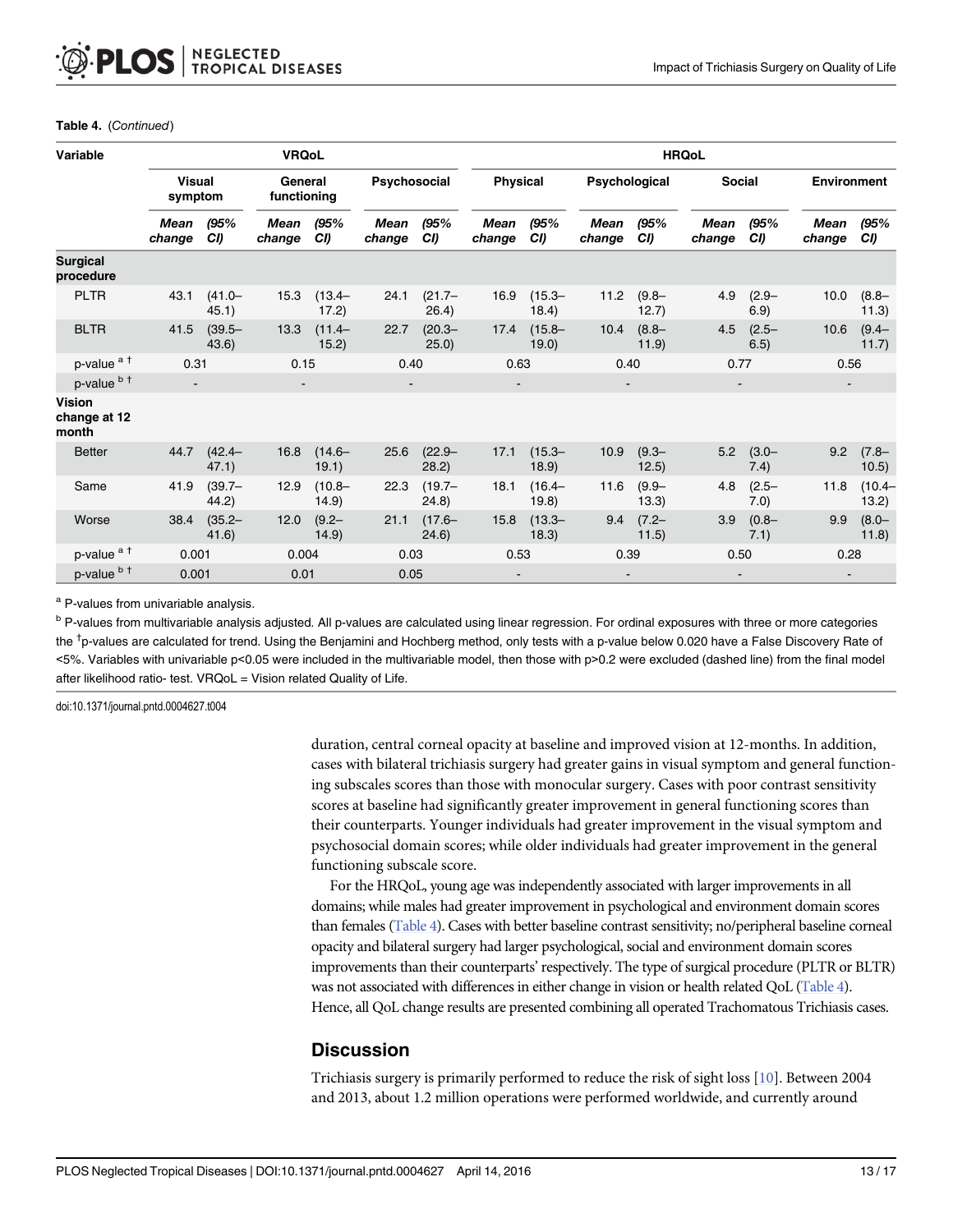**Table 4.** (*Continued*)

| Variable | VRQoL | | | | | | HRQoL | | | | | | | |
|---|---|---|---|---|---|---|---|---|---|---|---|---|---|---|
| | Visual symptom | | General functioning | | Psychosocial | | Physical | | Psychological | | Social | | Environment | |
| | *Mean change* | *(95% CI)* | *Mean change* | *(95% CI)* | *Mean change* | *(95% CI)* | *Mean change* | *(95% CI)* | *Mean change* | *(95% CI)* | *Mean change* | *(95% CI)* | *Mean change* | *(95% CI)* |
| **Surgical procedure** | | | | | | | | | | | | | | |
| PLTR | 43.1 | (41.0–45.1) | 15.3 | (13.4–17.2) | 24.1 | (21.7–26.4) | 16.9 | (15.3–18.4) | 11.2 | (9.8–12.7) | 4.9 | (2.9–6.9) | 10.0 | (8.8–11.3) |
| BLTR | 41.5 | (39.5–43.6) | 13.3 | (11.4–15.2) | 22.7 | (20.3–25.0) | 17.4 | (15.8–19.0) | 10.4 | (8.8–11.9) | 4.5 | (2.5–6.5) | 10.6 | (9.4–11.7) |
| p-value [a †] | 0.31 | | 0.15 | | 0.40 | | 0.63 | | 0.40 | | 0.77 | | 0.56 | |
| p-value [b †] | - | | - | | - | | - | | - | | - | | - | |
| **Vision change at 12 month** | | | | | | | | | | | | | | |
| Better | 44.7 | (42.4–47.1) | 16.8 | (14.6–19.1) | 25.6 | (22.9–28.2) | 17.1 | (15.3–18.9) | 10.9 | (9.3–12.5) | 5.2 | (3.0–7.4) | 9.2 | (7.8–10.5) |
| Same | 41.9 | (39.7–44.2) | 12.9 | (10.8–14.9) | 22.3 | (19.7–24.8) | 18.1 | (16.4–19.8) | 11.6 | (9.9–13.3) | 4.8 | (2.5–7.0) | 11.8 | (10.4–13.2) |
| Worse | 38.4 | (35.2–41.6) | 12.0 | (9.2–14.9) | 21.1 | (17.6–24.6) | 15.8 | (13.3–18.3) | 9.4 | (7.2–11.5) | 3.9 | (0.8–7.1) | 9.9 | (8.0–11.8) |
| p-value [a †] | 0.001 | | 0.004 | | 0.03 | | 0.53 | | 0.39 | | 0.50 | | 0.28 | |
| p-value [b †] | 0.001 | | 0.01 | | 0.05 | | - | | - | | - | | - | |

[a] P-values from univariable analysis.

[b] P-values from multivariable analysis adjusted. All p-values are calculated using linear regression. For ordinal exposures with three or more categories the [†]p-values are calculated for trend. Using the Benjamini and Hochberg method, only tests with a p-value below 0.020 have a False Discovery Rate of <5%. Variables with univariable p<0.05 were included in the multivariable model, then those with p>0.2 were excluded (dashed line) from the final model after likelihood ratio- test. VRQoL = Vision related Quality of Life.

doi:10.1371/journal.pntd.0004627.t004

duration, central corneal opacity at baseline and improved vision at 12-months. In addition, cases with bilateral trichiasis surgery had greater gains in visual symptom and general functioning subscales scores than those with monocular surgery. Cases with poor contrast sensitivity scores at baseline had significantly greater improvement in general functioning scores than their counterparts. Younger individuals had greater improvement in the visual symptom and psychosocial domain scores; while older individuals had greater improvement in the general functioning subscale score.

For the HRQoL, young age was independently associated with larger improvements in all domains; while males had greater improvement in psychological and environment domain scores than females (Table 4). Cases with better baseline contrast sensitivity; no/peripheral baseline corneal opacity and bilateral surgery had larger psychological, social and environment domain scores improvements than their counterparts' respectively. The type of surgical procedure (PLTR or BLTR) was not associated with differences in either change in vision or health related QoL (Table 4). Hence, all QoL change results are presented combining all operated Trachomatous Trichiasis cases.

## Discussion

Trichiasis surgery is primarily performed to reduce the risk of sight loss [10]. Between 2004 and 2013, about 1.2 million operations were performed worldwide, and currently around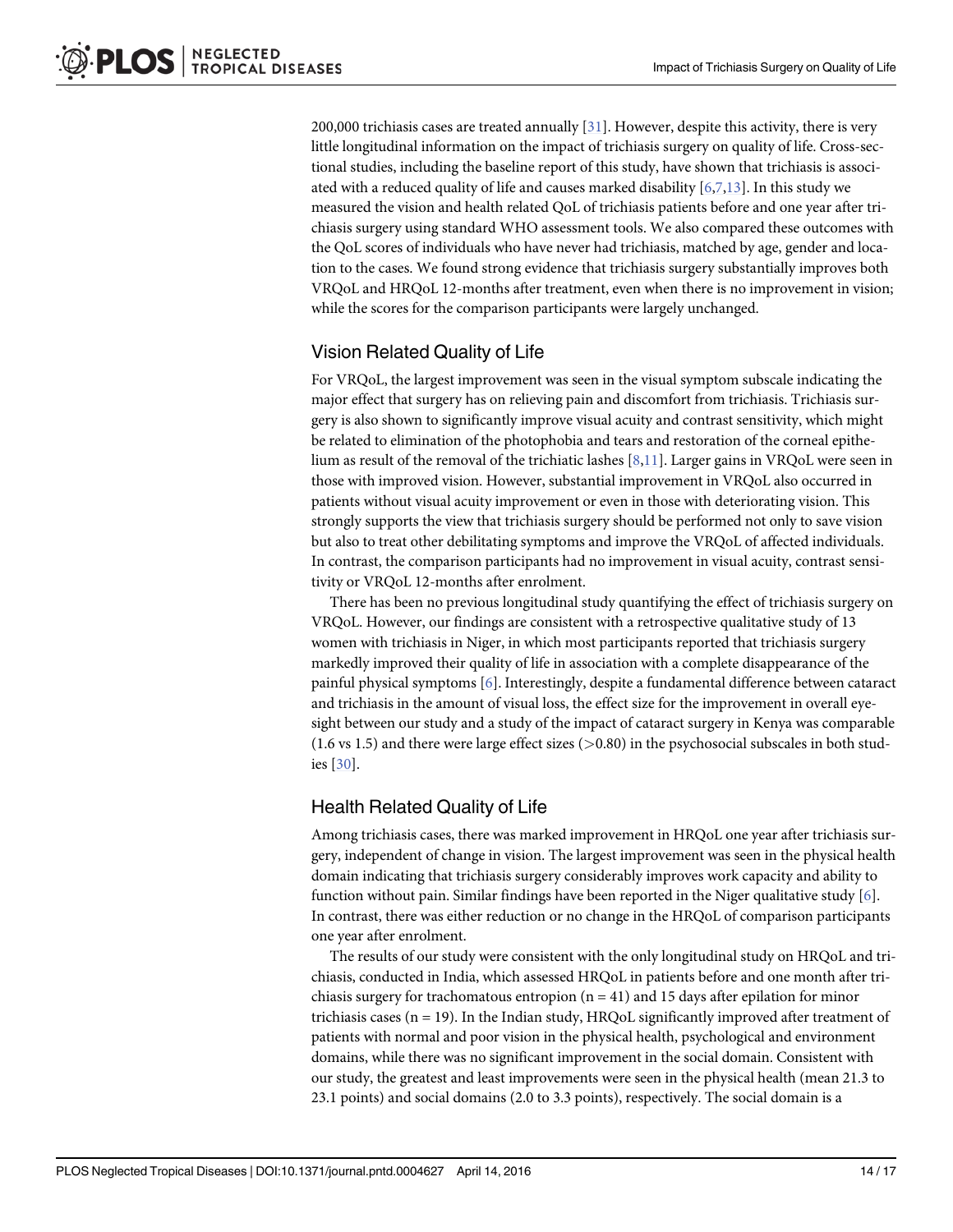200,000 trichiasis cases are treated annually [31]. However, despite this activity, there is very little longitudinal information on the impact of trichiasis surgery on quality of life. Cross-sectional studies, including the baseline report of this study, have shown that trichiasis is associated with a reduced quality of life and causes marked disability [6,7,13]. In this study we measured the vision and health related QoL of trichiasis patients before and one year after trichiasis surgery using standard WHO assessment tools. We also compared these outcomes with the QoL scores of individuals who have never had trichiasis, matched by age, gender and location to the cases. We found strong evidence that trichiasis surgery substantially improves both VRQoL and HRQoL 12-months after treatment, even when there is no improvement in vision; while the scores for the comparison participants were largely unchanged.

## Vision Related Quality of Life

For VRQoL, the largest improvement was seen in the visual symptom subscale indicating the major effect that surgery has on relieving pain and discomfort from trichiasis. Trichiasis surgery is also shown to significantly improve visual acuity and contrast sensitivity, which might be related to elimination of the photophobia and tears and restoration of the corneal epithelium as result of the removal of the trichiatic lashes [8,11]. Larger gains in VRQoL were seen in those with improved vision. However, substantial improvement in VRQoL also occurred in patients without visual acuity improvement or even in those with deteriorating vision. This strongly supports the view that trichiasis surgery should be performed not only to save vision but also to treat other debilitating symptoms and improve the VRQoL of affected individuals. In contrast, the comparison participants had no improvement in visual acuity, contrast sensitivity or VRQoL 12-months after enrolment.

There has been no previous longitudinal study quantifying the effect of trichiasis surgery on VRQoL. However, our findings are consistent with a retrospective qualitative study of 13 women with trichiasis in Niger, in which most participants reported that trichiasis surgery markedly improved their quality of life in association with a complete disappearance of the painful physical symptoms [6]. Interestingly, despite a fundamental difference between cataract and trichiasis in the amount of visual loss, the effect size for the improvement in overall eyesight between our study and a study of the impact of cataract surgery in Kenya was comparable (1.6 vs 1.5) and there were large effect sizes (>0.80) in the psychosocial subscales in both studies [30].

## Health Related Quality of Life

Among trichiasis cases, there was marked improvement in HRQoL one year after trichiasis surgery, independent of change in vision. The largest improvement was seen in the physical health domain indicating that trichiasis surgery considerably improves work capacity and ability to function without pain. Similar findings have been reported in the Niger qualitative study [6]. In contrast, there was either reduction or no change in the HRQoL of comparison participants one year after enrolment.

The results of our study were consistent with the only longitudinal study on HRQoL and trichiasis, conducted in India, which assessed HRQoL in patients before and one month after trichiasis surgery for trachomatous entropion (n = 41) and 15 days after epilation for minor trichiasis cases (n = 19). In the Indian study, HRQoL significantly improved after treatment of patients with normal and poor vision in the physical health, psychological and environment domains, while there was no significant improvement in the social domain. Consistent with our study, the greatest and least improvements were seen in the physical health (mean 21.3 to 23.1 points) and social domains (2.0 to 3.3 points), respectively. The social domain is a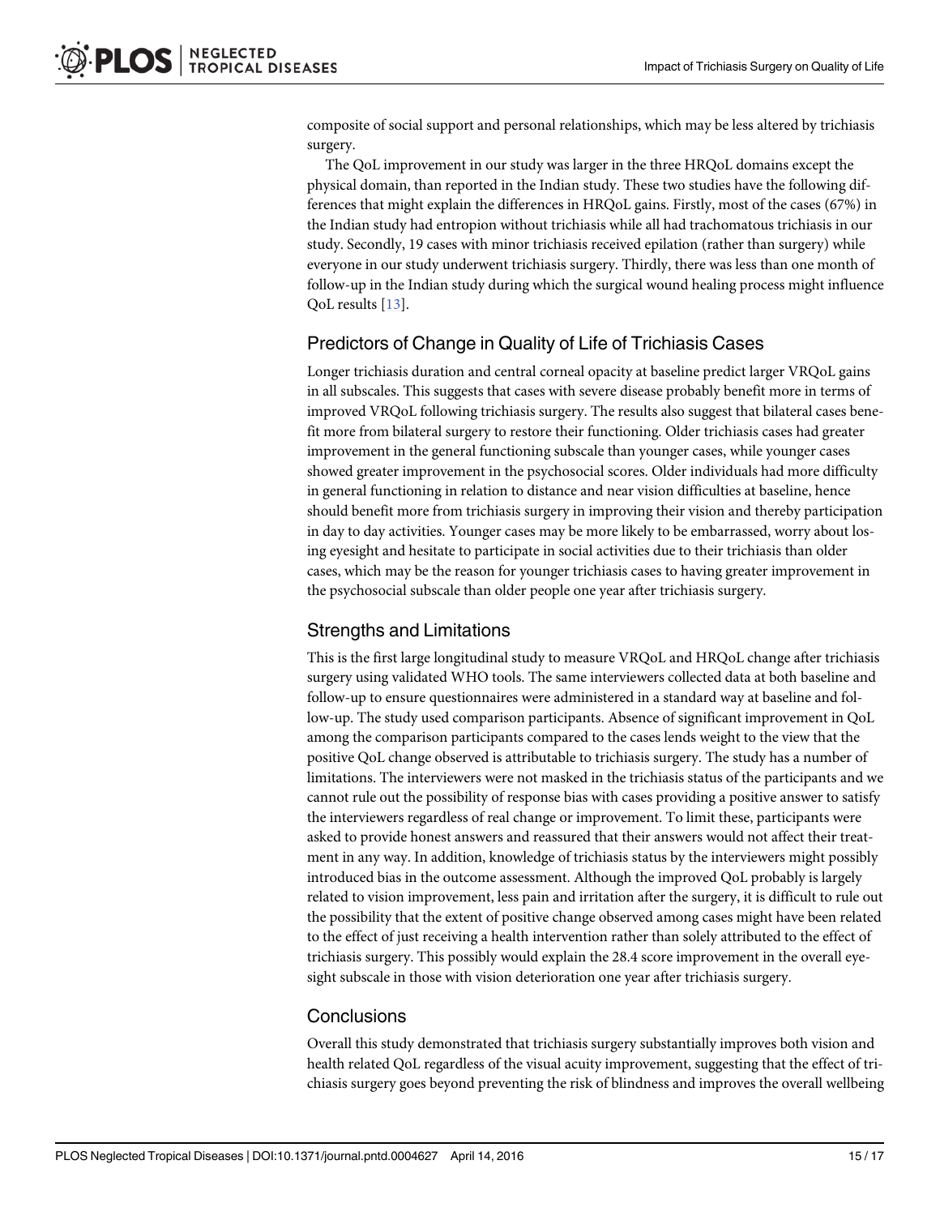composite of social support and personal relationships, which may be less altered by trichiasis surgery.

The QoL improvement in our study was larger in the three HRQoL domains except the physical domain, than reported in the Indian study. These two studies have the following differences that might explain the differences in HRQoL gains. Firstly, most of the cases (67%) in the Indian study had entropion without trichiasis while all had trachomatous trichiasis in our study. Secondly, 19 cases with minor trichiasis received epilation (rather than surgery) while everyone in our study underwent trichiasis surgery. Thirdly, there was less than one month of follow-up in the Indian study during which the surgical wound healing process might influence QoL results [13].

## Predictors of Change in Quality of Life of Trichiasis Cases

Longer trichiasis duration and central corneal opacity at baseline predict larger VRQoL gains in all subscales. This suggests that cases with severe disease probably benefit more in terms of improved VRQoL following trichiasis surgery. The results also suggest that bilateral cases benefit more from bilateral surgery to restore their functioning. Older trichiasis cases had greater improvement in the general functioning subscale than younger cases, while younger cases showed greater improvement in the psychosocial scores. Older individuals had more difficulty in general functioning in relation to distance and near vision difficulties at baseline, hence should benefit more from trichiasis surgery in improving their vision and thereby participation in day to day activities. Younger cases may be more likely to be embarrassed, worry about losing eyesight and hesitate to participate in social activities due to their trichiasis than older cases, which may be the reason for younger trichiasis cases to having greater improvement in the psychosocial subscale than older people one year after trichiasis surgery.

## Strengths and Limitations

This is the first large longitudinal study to measure VRQoL and HRQoL change after trichiasis surgery using validated WHO tools. The same interviewers collected data at both baseline and follow-up to ensure questionnaires were administered in a standard way at baseline and follow-up. The study used comparison participants. Absence of significant improvement in QoL among the comparison participants compared to the cases lends weight to the view that the positive QoL change observed is attributable to trichiasis surgery. The study has a number of limitations. The interviewers were not masked in the trichiasis status of the participants and we cannot rule out the possibility of response bias with cases providing a positive answer to satisfy the interviewers regardless of real change or improvement. To limit these, participants were asked to provide honest answers and reassured that their answers would not affect their treatment in any way. In addition, knowledge of trichiasis status by the interviewers might possibly introduced bias in the outcome assessment. Although the improved QoL probably is largely related to vision improvement, less pain and irritation after the surgery, it is difficult to rule out the possibility that the extent of positive change observed among cases might have been related to the effect of just receiving a health intervention rather than solely attributed to the effect of trichiasis surgery. This possibly would explain the 28.4 score improvement in the overall eyesight subscale in those with vision deterioration one year after trichiasis surgery.

## Conclusions

Overall this study demonstrated that trichiasis surgery substantially improves both vision and health related QoL regardless of the visual acuity improvement, suggesting that the effect of trichiasis surgery goes beyond preventing the risk of blindness and improves the overall wellbeing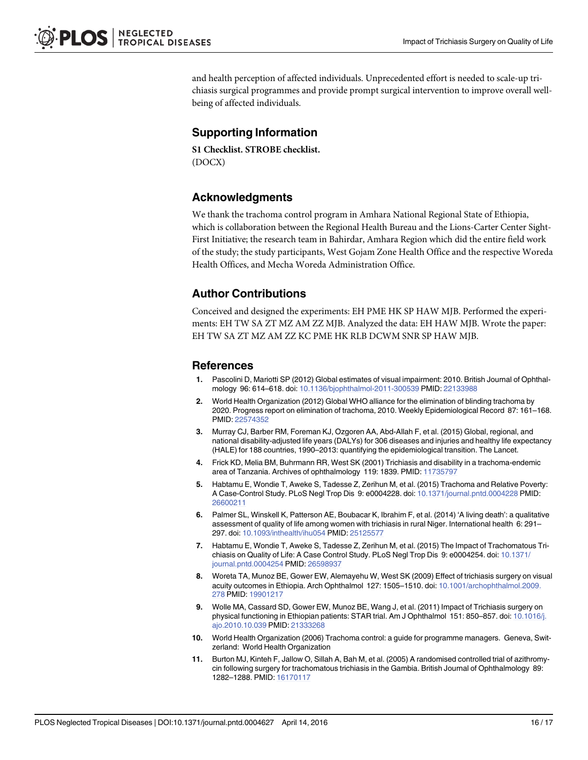and health perception of affected individuals. Unprecedented effort is needed to scale-up trichiasis surgical programmes and provide prompt surgical intervention to improve overall well-being of affected individuals.

## Supporting Information

**S1 Checklist. STROBE checklist.**
(DOCX)

## Acknowledgments

We thank the trachoma control program in Amhara National Regional State of Ethiopia, which is collaboration between the Regional Health Bureau and the Lions-Carter Center Sight-First Initiative; the research team in Bahirdar, Amhara Region which did the entire field work of the study; the study participants, West Gojam Zone Health Office and the respective Woreda Health Offices, and Mecha Woreda Administration Office.

## Author Contributions

Conceived and designed the experiments: EH PME HK SP HAW MJB. Performed the experiments: EH TW SA ZT MZ AM ZZ MJB. Analyzed the data: EH HAW MJB. Wrote the paper: EH TW SA ZT MZ AM ZZ KC PME HK RLB DCWM SNR SP HAW MJB.

## References

1. Pascolini D, Mariotti SP (2012) Global estimates of visual impairment: 2010. British Journal of Ophthalmology 96: 614–618. doi: 10.1136/bjophthalmol-2011-300539 PMID: 22133988
2. World Health Organization (2012) Global WHO alliance for the elimination of blinding trachoma by 2020. Progress report on elimination of trachoma, 2010. Weekly Epidemiological Record 87: 161–168. PMID: 22574352
3. Murray CJ, Barber RM, Foreman KJ, Ozgoren AA, Abd-Allah F, et al. (2015) Global, regional, and national disability-adjusted life years (DALYs) for 306 diseases and injuries and healthy life expectancy (HALE) for 188 countries, 1990–2013: quantifying the epidemiological transition. The Lancet.
4. Frick KD, Melia BM, Buhrmann RR, West SK (2001) Trichiasis and disability in a trachoma-endemic area of Tanzania. Archives of ophthalmology 119: 1839. PMID: 11735797
5. Habtamu E, Wondie T, Aweke S, Tadesse Z, Zerihun M, et al. (2015) Trachoma and Relative Poverty: A Case-Control Study. PLoS Negl Trop Dis 9: e0004228. doi: 10.1371/journal.pntd.0004228 PMID: 26600211
6. Palmer SL, Winskell K, Patterson AE, Boubacar K, Ibrahim F, et al. (2014) 'A living death': a qualitative assessment of quality of life among women with trichiasis in rural Niger. International health 6: 291–297. doi: 10.1093/inthealth/ihu054 PMID: 25125577
7. Habtamu E, Wondie T, Aweke S, Tadesse Z, Zerihun M, et al. (2015) The Impact of Trachomatous Trichiasis on Quality of Life: A Case Control Study. PLoS Negl Trop Dis 9: e0004254. doi: 10.1371/journal.pntd.0004254 PMID: 26598937
8. Woreta TA, Munoz BE, Gower EW, Alemayehu W, West SK (2009) Effect of trichiasis surgery on visual acuity outcomes in Ethiopia. Arch Ophthalmol 127: 1505–1510. doi: 10.1001/archophthalmol.2009.278 PMID: 19901217
9. Wolle MA, Cassard SD, Gower EW, Munoz BE, Wang J, et al. (2011) Impact of Trichiasis surgery on physical functioning in Ethiopian patients: STAR trial. Am J Ophthalmol 151: 850–857. doi: 10.1016/j.ajo.2010.10.039 PMID: 21333268
10. World Health Organization (2006) Trachoma control: a guide for programme managers. Geneva, Switzerland: World Health Organization
11. Burton MJ, Kinteh F, Jallow O, Sillah A, Bah M, et al. (2005) A randomised controlled trial of azithromycin following surgery for trachomatous trichiasis in the Gambia. British Journal of Ophthalmology 89: 1282–1288. PMID: 16170117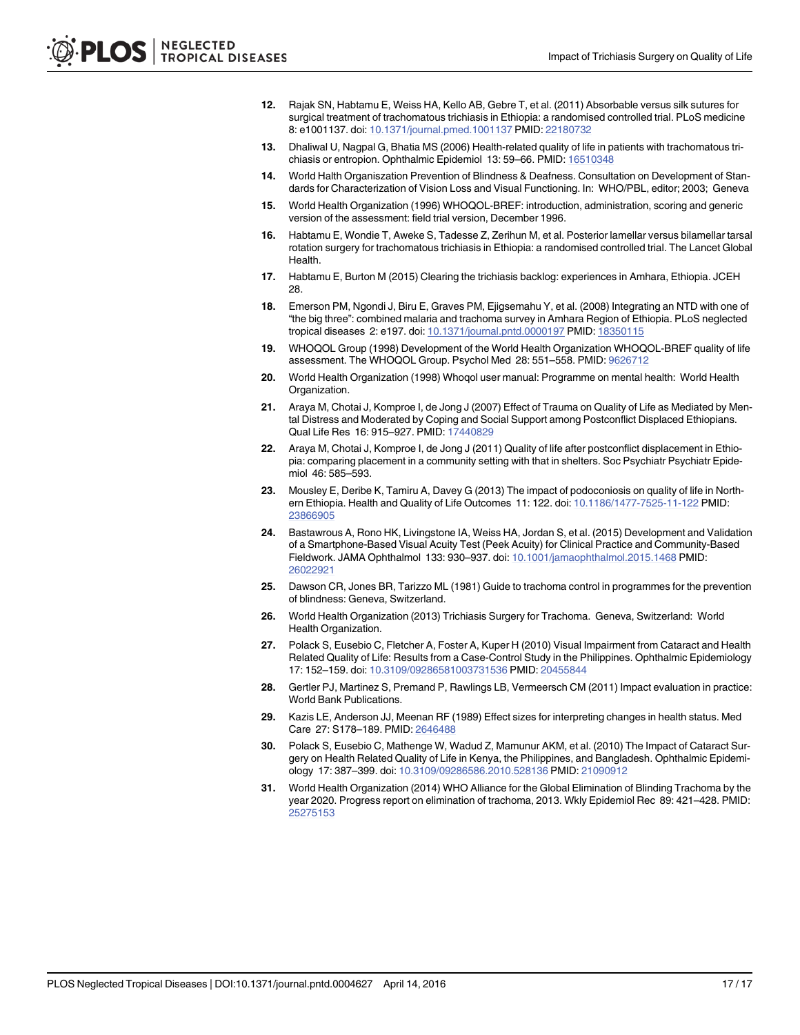12. Rajak SN, Habtamu E, Weiss HA, Kello AB, Gebre T, et al. (2011) Absorbable versus silk sutures for surgical treatment of trachomatous trichiasis in Ethiopia: a randomised controlled trial. PLoS medicine 8: e1001137. doi: 10.1371/journal.pmed.1001137 PMID: 22180732

13. Dhaliwal U, Nagpal G, Bhatia MS (2006) Health-related quality of life in patients with trachomatous trichiasis or entropion. Ophthalmic Epidemiol 13: 59–66. PMID: 16510348

14. World Halth Organiszation Prevention of Blindness & Deafness. Consultation on Development of Standards for Characterization of Vision Loss and Visual Functioning. In: WHO/PBL, editor; 2003; Geneva

15. World Health Organization (1996) WHOQOL-BREF: introduction, administration, scoring and generic version of the assessment: field trial version, December 1996.

16. Habtamu E, Wondie T, Aweke S, Tadesse Z, Zerihun M, et al. Posterior lamellar versus bilamellar tarsal rotation surgery for trachomatous trichiasis in Ethiopia: a randomised controlled trial. The Lancet Global Health.

17. Habtamu E, Burton M (2015) Clearing the trichiasis backlog: experiences in Amhara, Ethiopia. JCEH 28.

18. Emerson PM, Ngondi J, Biru E, Graves PM, Ejigsemahu Y, et al. (2008) Integrating an NTD with one of "the big three": combined malaria and trachoma survey in Amhara Region of Ethiopia. PLoS neglected tropical diseases 2: e197. doi: 10.1371/journal.pntd.0000197 PMID: 18350115

19. WHOQOL Group (1998) Development of the World Health Organization WHOQOL-BREF quality of life assessment. The WHOQOL Group. Psychol Med 28: 551–558. PMID: 9626712

20. World Health Organization (1998) Whoqol user manual: Programme on mental health: World Health Organization.

21. Araya M, Chotai J, Komproe I, de Jong J (2007) Effect of Trauma on Quality of Life as Mediated by Mental Distress and Moderated by Coping and Social Support among Postconflict Displaced Ethiopians. Qual Life Res 16: 915–927. PMID: 17440829

22. Araya M, Chotai J, Komproe I, de Jong J (2011) Quality of life after postconflict displacement in Ethiopia: comparing placement in a community setting with that in shelters. Soc Psychiatr Psychiatr Epidemiol 46: 585–593.

23. Mousley E, Deribe K, Tamiru A, Davey G (2013) The impact of podoconiosis on quality of life in Northern Ethiopia. Health and Quality of Life Outcomes 11: 122. doi: 10.1186/1477-7525-11-122 PMID: 23866905

24. Bastawrous A, Rono HK, Livingstone IA, Weiss HA, Jordan S, et al. (2015) Development and Validation of a Smartphone-Based Visual Acuity Test (Peek Acuity) for Clinical Practice and Community-Based Fieldwork. JAMA Ophthalmol 133: 930–937. doi: 10.1001/jamaophthalmol.2015.1468 PMID: 26022921

25. Dawson CR, Jones BR, Tarizzo ML (1981) Guide to trachoma control in programmes for the prevention of blindness: Geneva, Switzerland.

26. World Health Organization (2013) Trichiasis Surgery for Trachoma. Geneva, Switzerland: World Health Organization.

27. Polack S, Eusebio C, Fletcher A, Foster A, Kuper H (2010) Visual Impairment from Cataract and Health Related Quality of Life: Results from a Case-Control Study in the Philippines. Ophthalmic Epidemiology 17: 152–159. doi: 10.3109/09286581003731536 PMID: 20455844

28. Gertler PJ, Martinez S, Premand P, Rawlings LB, Vermeersch CM (2011) Impact evaluation in practice: World Bank Publications.

29. Kazis LE, Anderson JJ, Meenan RF (1989) Effect sizes for interpreting changes in health status. Med Care 27: S178–189. PMID: 2646488

30. Polack S, Eusebio C, Mathenge W, Wadud Z, Mamunur AKM, et al. (2010) The Impact of Cataract Surgery on Health Related Quality of Life in Kenya, the Philippines, and Bangladesh. Ophthalmic Epidemiology 17: 387–399. doi: 10.3109/09286586.2010.528136 PMID: 21090912

31. World Health Organization (2014) WHO Alliance for the Global Elimination of Blinding Trachoma by the year 2020. Progress report on elimination of trachoma, 2013. Wkly Epidemiol Rec 89: 421–428. PMID: 25275153